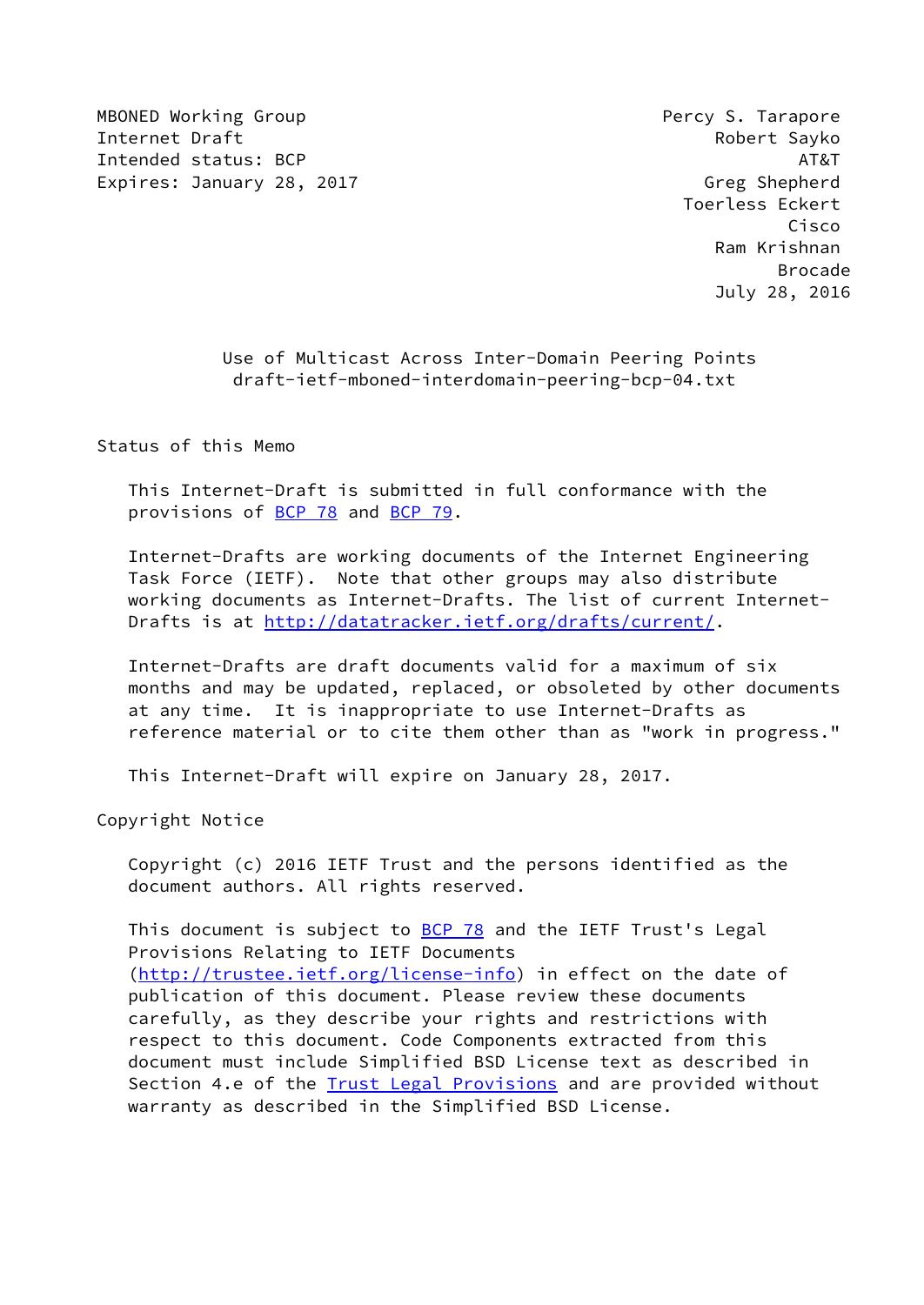MBONED Working Group
Internet Draft
Intended status: BCP
Expires: January 28, 2017

Percy S. Tarapore
Robert Sayko
AT&T
Greg Shepherd
Toerless Eckert
Cisco
Ram Krishnan
Brocade
July 28, 2016

# Use of Multicast Across Inter-Domain Peering Points
draft-ietf-mboned-interdomain-peering-bcp-04.txt

## Status of this Memo

This Internet-Draft is submitted in full conformance with the provisions of BCP 78 and BCP 79.

Internet-Drafts are working documents of the Internet Engineering Task Force (IETF). Note that other groups may also distribute working documents as Internet-Drafts. The list of current Internet-Drafts is at http://datatracker.ietf.org/drafts/current/.

Internet-Drafts are draft documents valid for a maximum of six months and may be updated, replaced, or obsoleted by other documents at any time. It is inappropriate to use Internet-Drafts as reference material or to cite them other than as "work in progress."

This Internet-Draft will expire on January 28, 2017.

## Copyright Notice

Copyright (c) 2016 IETF Trust and the persons identified as the document authors. All rights reserved.

This document is subject to BCP 78 and the IETF Trust's Legal Provisions Relating to IETF Documents (http://trustee.ietf.org/license-info) in effect on the date of publication of this document. Please review these documents carefully, as they describe your rights and restrictions with respect to this document. Code Components extracted from this document must include Simplified BSD License text as described in Section 4.e of the Trust Legal Provisions and are provided without warranty as described in the Simplified BSD License.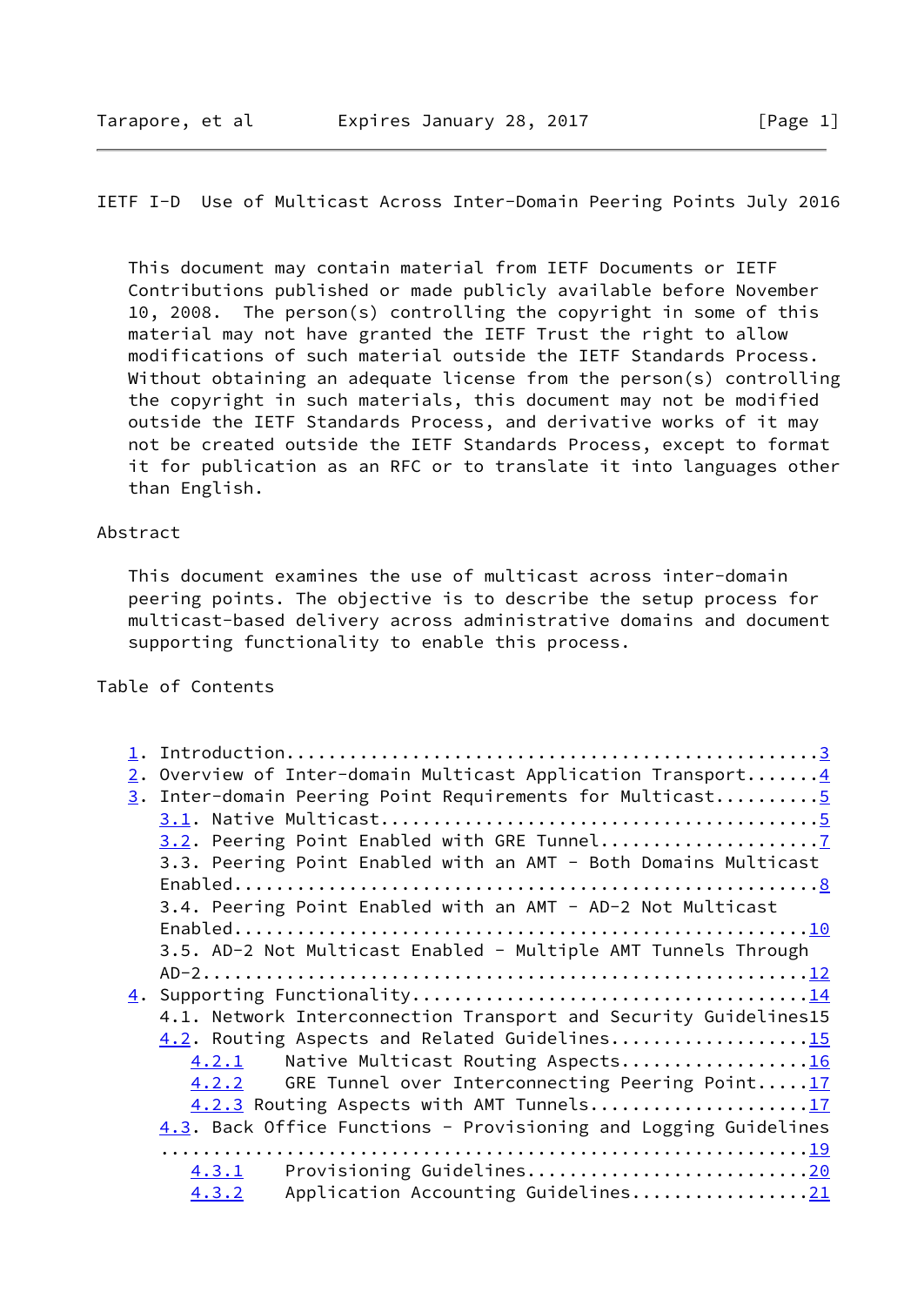This document may contain material from IETF Documents or IETF Contributions published or made publicly available before November 10, 2008. The person(s) controlling the copyright in some of this material may not have granted the IETF Trust the right to allow modifications of such material outside the IETF Standards Process. Without obtaining an adequate license from the person(s) controlling the copyright in such materials, this document may not be modified outside the IETF Standards Process, and derivative works of it may not be created outside the IETF Standards Process, except to format it for publication as an RFC or to translate it into languages other than English.

## Abstract

This document examines the use of multicast across inter-domain peering points. The objective is to describe the setup process for multicast-based delivery across administrative domains and document supporting functionality to enable this process.

## Table of Contents

1. Introduction.................................................3
2. Overview of Inter-domain Multicast Application Transport.......4
3. Inter-domain Peering Point Requirements for Multicast..........5
   - 3.1. Native Multicast.........................................5
   - 3.2. Peering Point Enabled with GRE Tunnel.....................7
   - 3.3. Peering Point Enabled with an AMT - Both Domains Multicast Enabled.......................................................8
   - 3.4. Peering Point Enabled with an AMT - AD-2 Not Multicast Enabled......................................................10
   - 3.5. AD-2 Not Multicast Enabled - Multiple AMT Tunnels Through AD-2.........................................................12
4. Supporting Functionality.....................................14
   - 4.1. Network Interconnection Transport and Security Guidelines15
   - 4.2. Routing Aspects and Related Guidelines..................15
     - 4.2.1 Native Multicast Routing Aspects..................16
     - 4.2.2 GRE Tunnel over Interconnecting Peering Point.....17
     - 4.2.3 Routing Aspects with AMT Tunnels.....................17
   - 4.3. Back Office Functions - Provisioning and Logging Guidelines ...........................................................19
     - 4.3.1 Provisioning Guidelines...........................20
     - 4.3.2 Application Accounting Guidelines.................21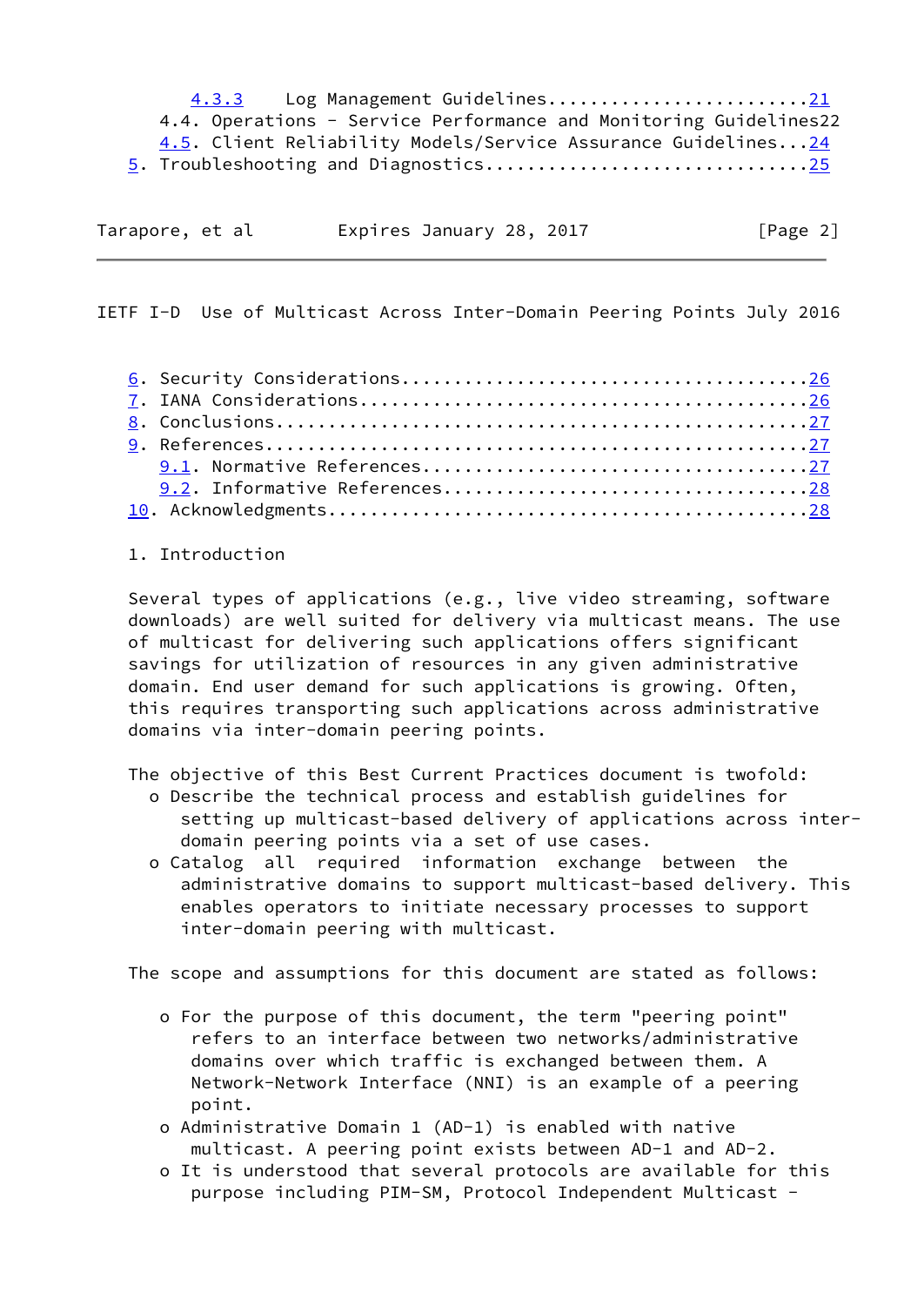4.3.3 Log Management Guidelines.........................21
4.4. Operations - Service Performance and Monitoring Guidelines22
4.5. Client Reliability Models/Service Assurance Guidelines...24
5. Troubleshooting and Diagnostics..............................25

6. Security Considerations.....................................26
7. IANA Considerations.........................................26
8. Conclusions.................................................27
9. References..................................................27
9.1. Normative References...................................27
9.2. Informative References.................................28
10. Acknowledgments............................................28

# 1. Introduction

Several types of applications (e.g., live video streaming, software downloads) are well suited for delivery via multicast means. The use of multicast for delivering such applications offers significant savings for utilization of resources in any given administrative domain. End user demand for such applications is growing. Often, this requires transporting such applications across administrative domains via inter-domain peering points.

The objective of this Best Current Practices document is twofold:

- o Describe the technical process and establish guidelines for setting up multicast-based delivery of applications across inter-domain peering points via a set of use cases.
- o Catalog all required information exchange between the administrative domains to support multicast-based delivery. This enables operators to initiate necessary processes to support inter-domain peering with multicast.

The scope and assumptions for this document are stated as follows:

- o For the purpose of this document, the term "peering point" refers to an interface between two networks/administrative domains over which traffic is exchanged between them. A Network-Network Interface (NNI) is an example of a peering point.
- o Administrative Domain 1 (AD-1) is enabled with native multicast. A peering point exists between AD-1 and AD-2.
- o It is understood that several protocols are available for this purpose including PIM-SM, Protocol Independent Multicast -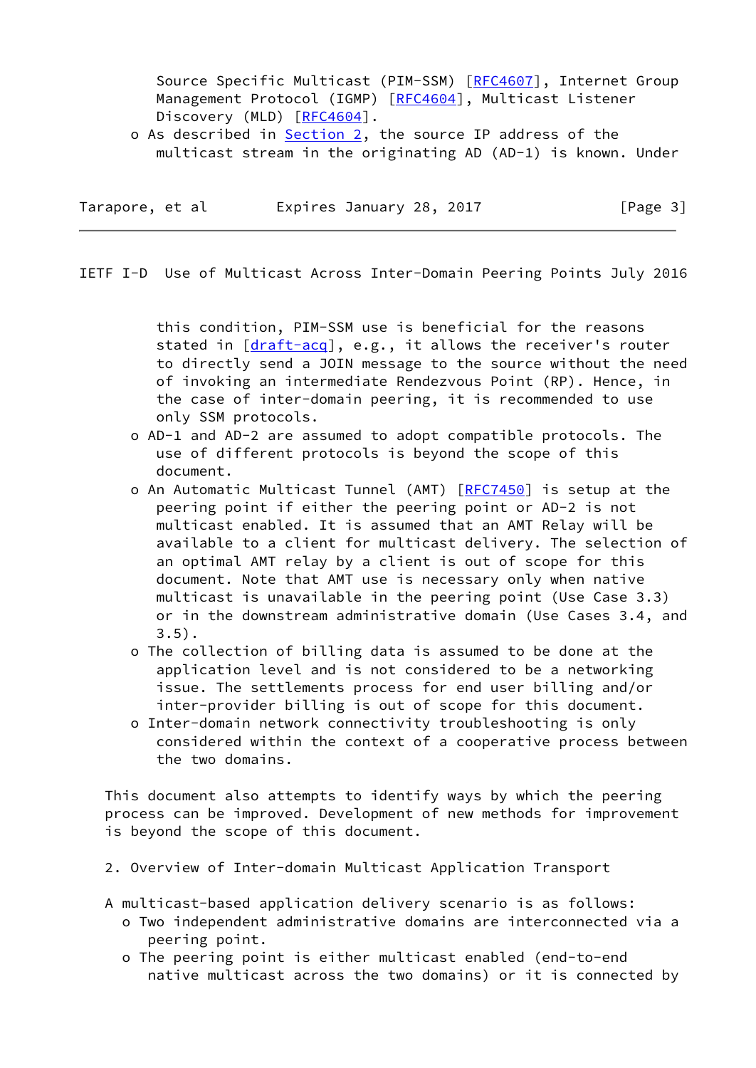Source Specific Multicast (PIM-SSM) [RFC4607], Internet Group Management Protocol (IGMP) [RFC4604], Multicast Listener Discovery (MLD) [RFC4604].

- As described in Section 2, the source IP address of the multicast stream in the originating AD (AD-1) is known. Under this condition, PIM-SSM use is beneficial for the reasons stated in [draft-acq], e.g., it allows the receiver's router to directly send a JOIN message to the source without the need of invoking an intermediate Rendezvous Point (RP). Hence, in the case of inter-domain peering, it is recommended to use only SSM protocols.
- AD-1 and AD-2 are assumed to adopt compatible protocols. The use of different protocols is beyond the scope of this document.
- An Automatic Multicast Tunnel (AMT) [RFC7450] is setup at the peering point if either the peering point or AD-2 is not multicast enabled. It is assumed that an AMT Relay will be available to a client for multicast delivery. The selection of an optimal AMT relay by a client is out of scope for this document. Note that AMT use is necessary only when native multicast is unavailable in the peering point (Use Case 3.3) or in the downstream administrative domain (Use Cases 3.4, and 3.5).
- The collection of billing data is assumed to be done at the application level and is not considered to be a networking issue. The settlements process for end user billing and/or inter-provider billing is out of scope for this document.
- Inter-domain network connectivity troubleshooting is only considered within the context of a cooperative process between the two domains.

This document also attempts to identify ways by which the peering process can be improved. Development of new methods for improvement is beyond the scope of this document.

## 2. Overview of Inter-domain Multicast Application Transport

A multicast-based application delivery scenario is as follows:

- Two independent administrative domains are interconnected via a peering point.
- The peering point is either multicast enabled (end-to-end native multicast across the two domains) or it is connected by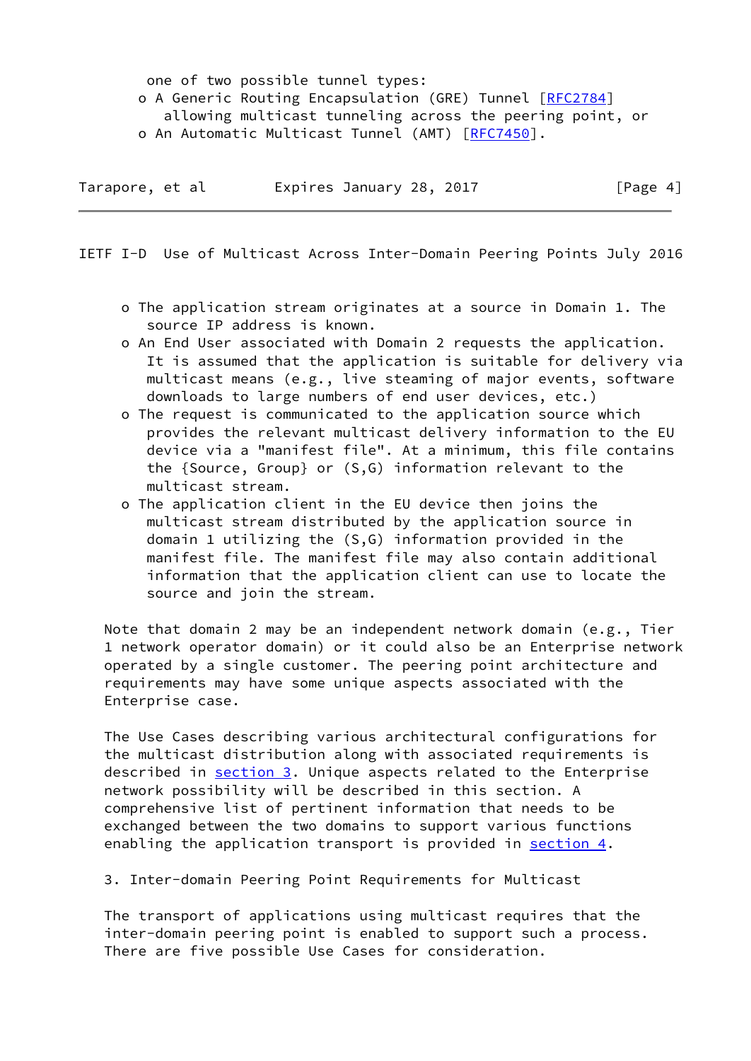one of two possible tunnel types:

- o A Generic Routing Encapsulation (GRE) Tunnel [RFC2784] allowing multicast tunneling across the peering point, or
- o An Automatic Multicast Tunnel (AMT) [RFC7450].

- o The application stream originates at a source in Domain 1. The source IP address is known.
- o An End User associated with Domain 2 requests the application. It is assumed that the application is suitable for delivery via multicast means (e.g., live steaming of major events, software downloads to large numbers of end user devices, etc.)
- o The request is communicated to the application source which provides the relevant multicast delivery information to the EU device via a "manifest file". At a minimum, this file contains the {Source, Group} or (S,G) information relevant to the multicast stream.
- o The application client in the EU device then joins the multicast stream distributed by the application source in domain 1 utilizing the (S,G) information provided in the manifest file. The manifest file may also contain additional information that the application client can use to locate the source and join the stream.

Note that domain 2 may be an independent network domain (e.g., Tier 1 network operator domain) or it could also be an Enterprise network operated by a single customer. The peering point architecture and requirements may have some unique aspects associated with the Enterprise case.

The Use Cases describing various architectural configurations for the multicast distribution along with associated requirements is described in section 3. Unique aspects related to the Enterprise network possibility will be described in this section. A comprehensive list of pertinent information that needs to be exchanged between the two domains to support various functions enabling the application transport is provided in section 4.

## 3. Inter-domain Peering Point Requirements for Multicast

The transport of applications using multicast requires that the inter-domain peering point is enabled to support such a process. There are five possible Use Cases for consideration.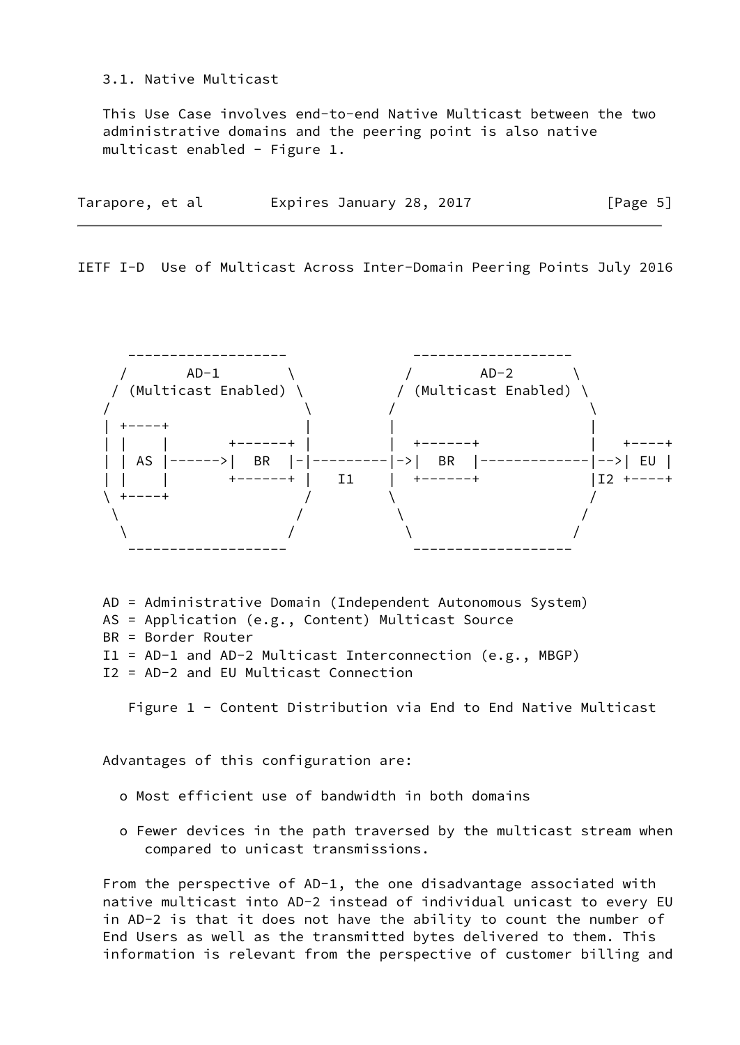### 3.1. Native Multicast

This Use Case involves end-to-end Native Multicast between the two administrative domains and the peering point is also native multicast enabled - Figure 1.

```
    -------------------           -------------------
   /       AD-1        \         /        AD-2       \
  / (Multicast Enabled) \       / (Multicast Enabled) \
 /                       \     /                       \
 | +----+                |     |                       |
 | |    |       +------+ |     |  +------+             |   +----+
 | | AS |------>|  BR  |-|---------|->|  BR  |-------------|-->| EU |
 | |    |       +------+ |   I1    |  +------+             |I2 +----+
 \ +----+                /     \                       /
  \                     /       \                     /
   \                   /         \                   /
    -------------------           -------------------
```

AD = Administrative Domain (Independent Autonomous System)
AS = Application (e.g., Content) Multicast Source
BR = Border Router
I1 = AD-1 and AD-2 Multicast Interconnection (e.g., MBGP)
I2 = AD-2 and EU Multicast Connection

Figure 1 - Content Distribution via End to End Native Multicast

Advantages of this configuration are:

- Most efficient use of bandwidth in both domains
- Fewer devices in the path traversed by the multicast stream when compared to unicast transmissions.

From the perspective of AD-1, the one disadvantage associated with native multicast into AD-2 instead of individual unicast to every EU in AD-2 is that it does not have the ability to count the number of End Users as well as the transmitted bytes delivered to them. This information is relevant from the perspective of customer billing and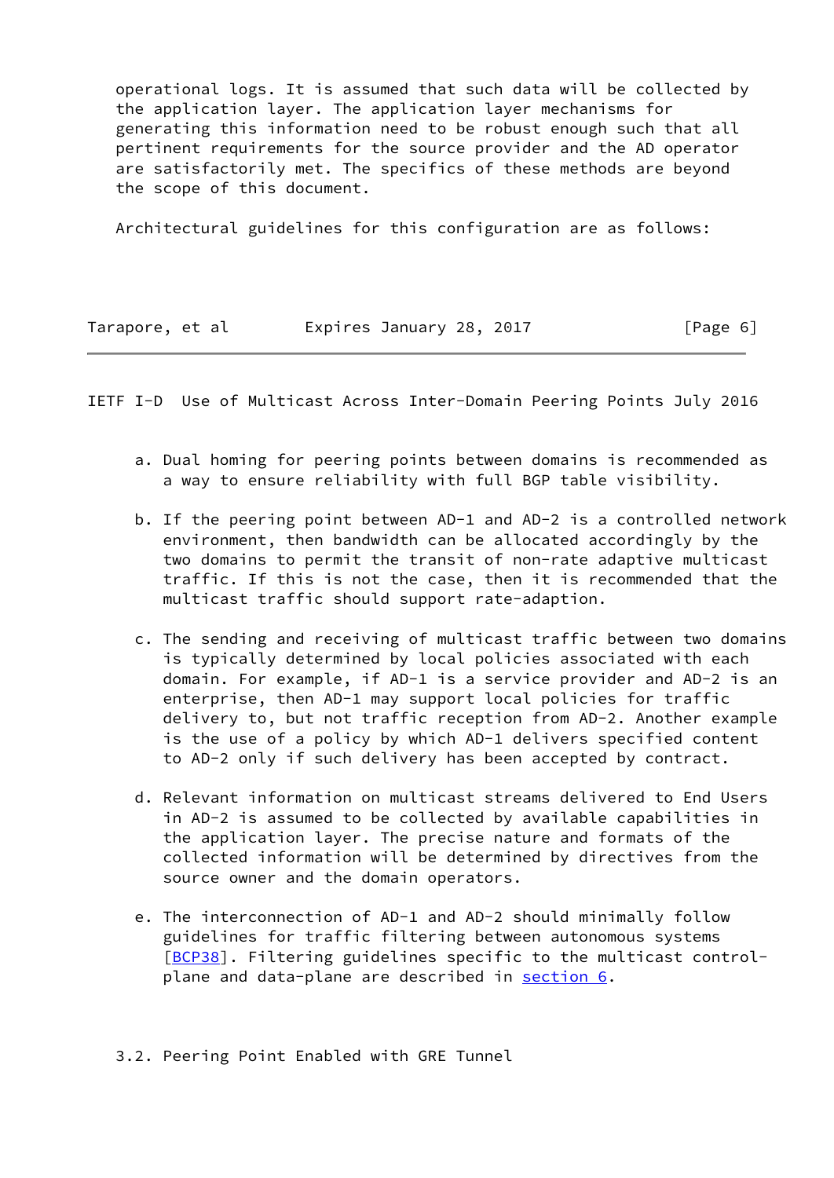operational logs. It is assumed that such data will be collected by the application layer. The application layer mechanisms for generating this information need to be robust enough such that all pertinent requirements for the source provider and the AD operator are satisfactorily met. The specifics of these methods are beyond the scope of this document.

Architectural guidelines for this configuration are as follows:

a. Dual homing for peering points between domains is recommended as a way to ensure reliability with full BGP table visibility.

b. If the peering point between AD-1 and AD-2 is a controlled network environment, then bandwidth can be allocated accordingly by the two domains to permit the transit of non-rate adaptive multicast traffic. If this is not the case, then it is recommended that the multicast traffic should support rate-adaption.

c. The sending and receiving of multicast traffic between two domains is typically determined by local policies associated with each domain. For example, if AD-1 is a service provider and AD-2 is an enterprise, then AD-1 may support local policies for traffic delivery to, but not traffic reception from AD-2. Another example is the use of a policy by which AD-1 delivers specified content to AD-2 only if such delivery has been accepted by contract.

d. Relevant information on multicast streams delivered to End Users in AD-2 is assumed to be collected by available capabilities in the application layer. The precise nature and formats of the collected information will be determined by directives from the source owner and the domain operators.

e. The interconnection of AD-1 and AD-2 should minimally follow guidelines for traffic filtering between autonomous systems [BCP38]. Filtering guidelines specific to the multicast control-plane and data-plane are described in section 6.

### 3.2. Peering Point Enabled with GRE Tunnel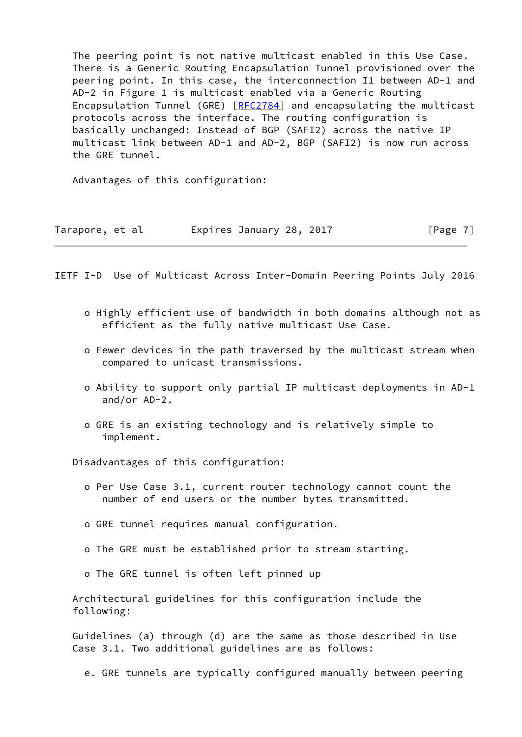The peering point is not native multicast enabled in this Use Case. There is a Generic Routing Encapsulation Tunnel provisioned over the peering point. In this case, the interconnection I1 between AD-1 and AD-2 in Figure 1 is multicast enabled via a Generic Routing Encapsulation Tunnel (GRE) [RFC2784] and encapsulating the multicast protocols across the interface. The routing configuration is basically unchanged: Instead of BGP (SAFI2) across the native IP multicast link between AD-1 and AD-2, BGP (SAFI2) is now run across the GRE tunnel.

Advantages of this configuration:

- Highly efficient use of bandwidth in both domains although not as efficient as the fully native multicast Use Case.
- Fewer devices in the path traversed by the multicast stream when compared to unicast transmissions.
- Ability to support only partial IP multicast deployments in AD-1 and/or AD-2.
- GRE is an existing technology and is relatively simple to implement.

Disadvantages of this configuration:

- Per Use Case 3.1, current router technology cannot count the number of end users or the number bytes transmitted.
- GRE tunnel requires manual configuration.
- The GRE must be established prior to stream starting.
- The GRE tunnel is often left pinned up

Architectural guidelines for this configuration include the following:

Guidelines (a) through (d) are the same as those described in Use Case 3.1. Two additional guidelines are as follows:

e. GRE tunnels are typically configured manually between peering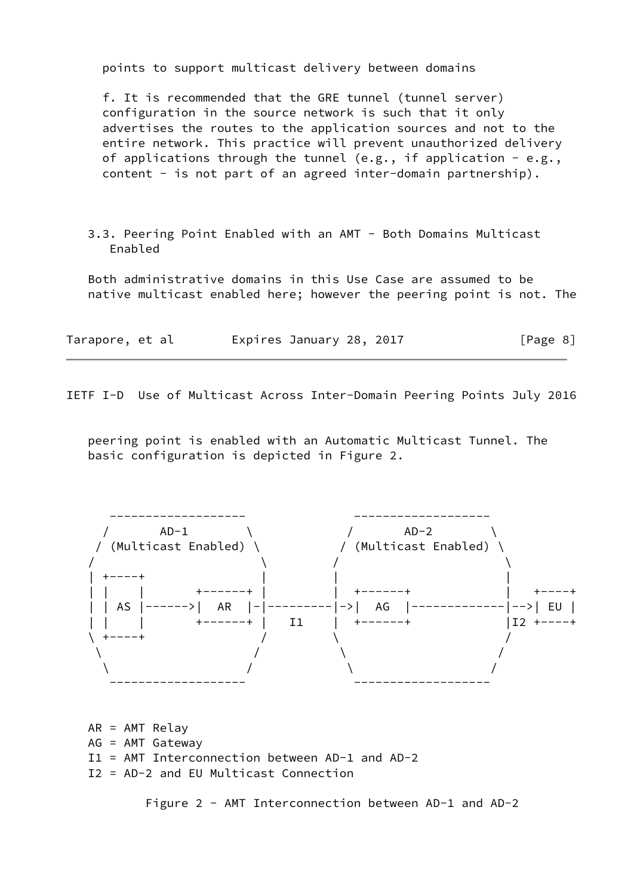points to support multicast delivery between domains

f. It is recommended that the GRE tunnel (tunnel server) configuration in the source network is such that it only advertises the routes to the application sources and not to the entire network. This practice will prevent unauthorized delivery of applications through the tunnel (e.g., if application - e.g., content - is not part of an agreed inter-domain partnership).

### 3.3. Peering Point Enabled with an AMT - Both Domains Multicast Enabled

Both administrative domains in this Use Case are assumed to be native multicast enabled here; however the peering point is not. The peering point is enabled with an Automatic Multicast Tunnel. The basic configuration is depicted in Figure 2.

```
     -------------------            -------------------
    /       AD-1        \          /       AD-2        \
   / (Multicast Enabled) \        / (Multicast Enabled) \
  /                       \      /                       \
  | +----+                |      |                       |
  | |    |       +------+ |      |  +------+             |   +----+
  | | AS |------>|  AR  |-|---------|->|  AG  |-------------|-->| EU |
  | |    |       +------+ |   I1   |  +------+            |I2 +----+
  \ +----+                /      \                       /
   \                     /        \                     /
    \                   /          \                   /
     -------------------            -------------------
```

AR = AMT Relay
AG = AMT Gateway
I1 = AMT Interconnection between AD-1 and AD-2
I2 = AD-2 and EU Multicast Connection

Figure 2 - AMT Interconnection between AD-1 and AD-2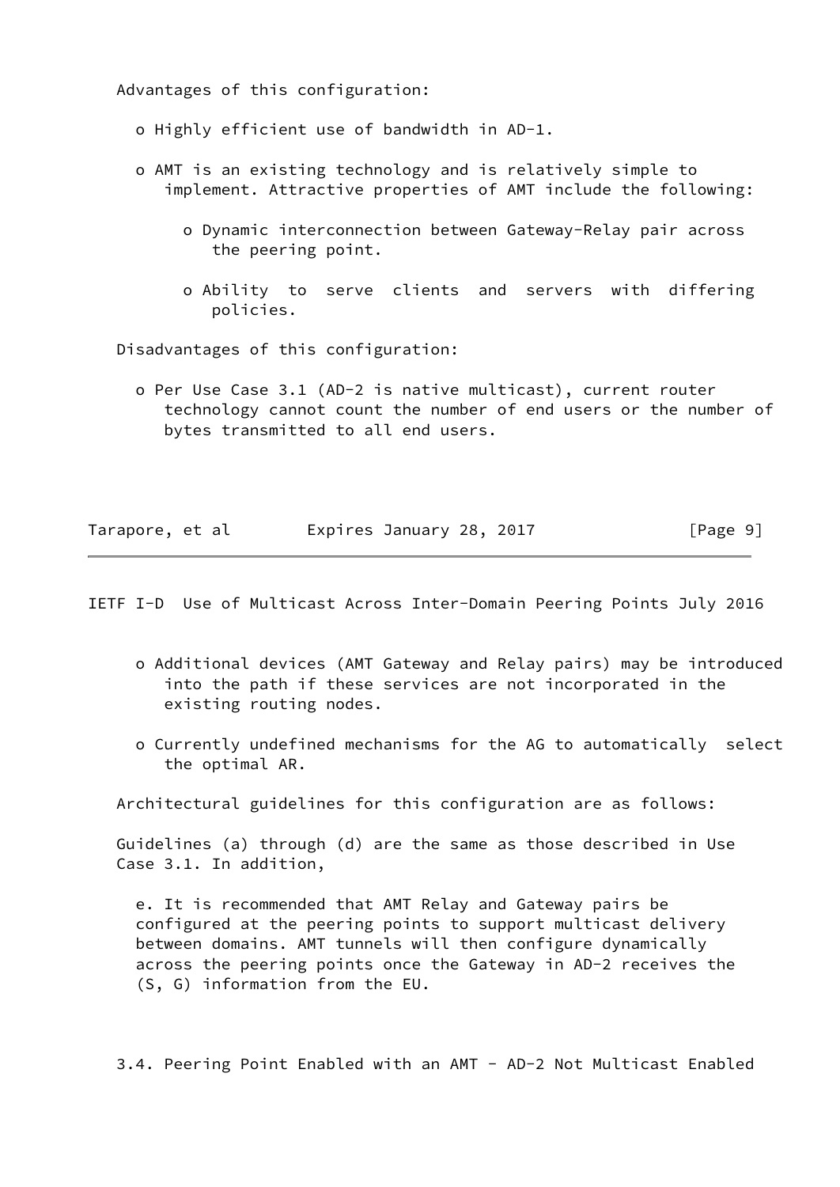Advantages of this configuration:

- Highly efficient use of bandwidth in AD-1.
- AMT is an existing technology and is relatively simple to implement. Attractive properties of AMT include the following:
  - Dynamic interconnection between Gateway-Relay pair across the peering point.
  - Ability to serve clients and servers with differing policies.

Disadvantages of this configuration:

- Per Use Case 3.1 (AD-2 is native multicast), current router technology cannot count the number of end users or the number of bytes transmitted to all end users.
- Additional devices (AMT Gateway and Relay pairs) may be introduced into the path if these services are not incorporated in the existing routing nodes.
- Currently undefined mechanisms for the AG to automatically select the optimal AR.

Architectural guidelines for this configuration are as follows:

Guidelines (a) through (d) are the same as those described in Use Case 3.1. In addition,

e. It is recommended that AMT Relay and Gateway pairs be configured at the peering points to support multicast delivery between domains. AMT tunnels will then configure dynamically across the peering points once the Gateway in AD-2 receives the (S, G) information from the EU.

## 3.4. Peering Point Enabled with an AMT - AD-2 Not Multicast Enabled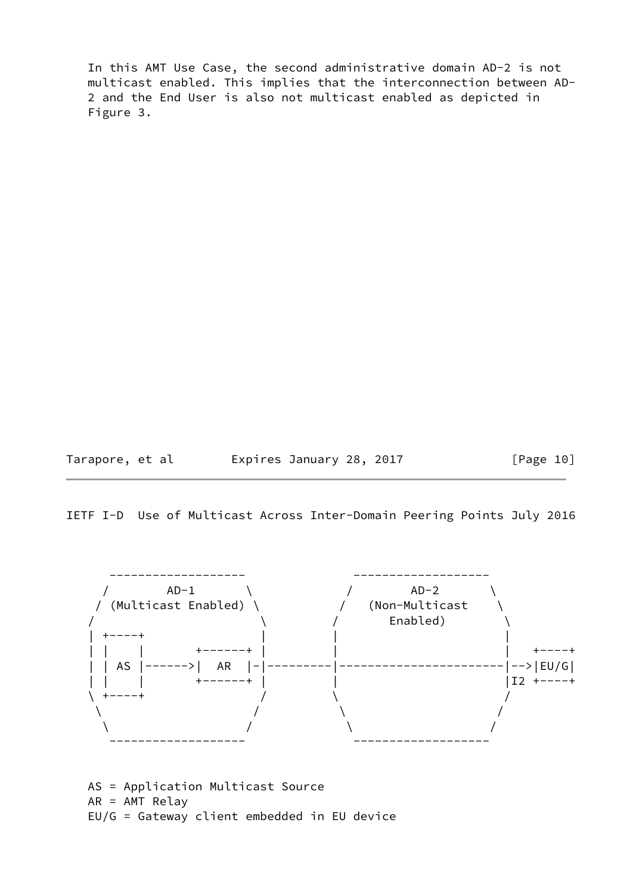In this AMT Use Case, the second administrative domain AD-2 is not multicast enabled. This implies that the interconnection between AD-2 and the End User is also not multicast enabled as depicted in Figure 3.

```
    -------------------               -------------------
   /       AD-1        \             /       AD-2        \
  / (Multicast Enabled) \           /   (Non-Multicast    \
 /                       \         /       Enabled)        \
 | +----+                |         |                       |
 | |    |       +------+ |         |                       |   +----+
 | | AS |------>|  AR  |-|---------|-----------------------|-->|EU/G|
 | |    |       +------+ |         |                       |I2 +----+
 \ +----+                /         \                       /
  \                     /           \                     /
   \                   /             \                   /
    -------------------               -------------------
```

AS = Application Multicast Source
AR = AMT Relay
EU/G = Gateway client embedded in EU device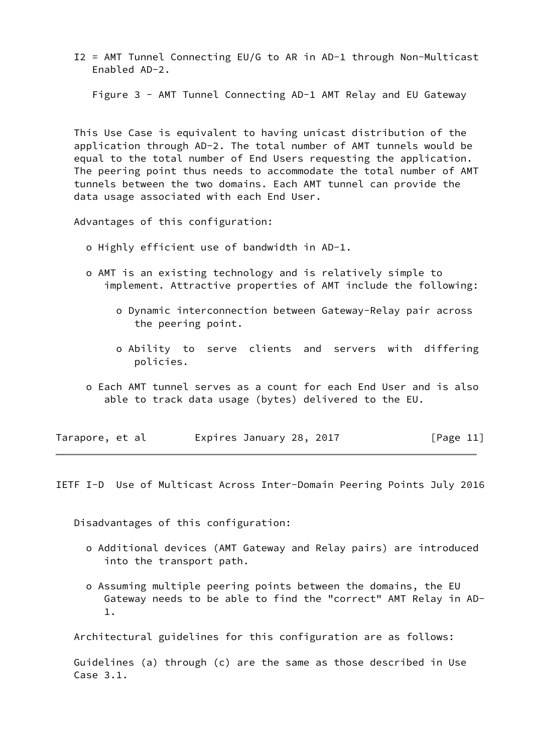I2 = AMT Tunnel Connecting EU/G to AR in AD-1 through Non-Multicast Enabled AD-2.

Figure 3 - AMT Tunnel Connecting AD-1 AMT Relay and EU Gateway

This Use Case is equivalent to having unicast distribution of the application through AD-2. The total number of AMT tunnels would be equal to the total number of End Users requesting the application. The peering point thus needs to accommodate the total number of AMT tunnels between the two domains. Each AMT tunnel can provide the data usage associated with each End User.

Advantages of this configuration:

- Highly efficient use of bandwidth in AD-1.
- AMT is an existing technology and is relatively simple to implement. Attractive properties of AMT include the following:
  - Dynamic interconnection between Gateway-Relay pair across the peering point.
  - Ability to serve clients and servers with differing policies.
- Each AMT tunnel serves as a count for each End User and is also able to track data usage (bytes) delivered to the EU.

Disadvantages of this configuration:

- Additional devices (AMT Gateway and Relay pairs) are introduced into the transport path.
- Assuming multiple peering points between the domains, the EU Gateway needs to be able to find the "correct" AMT Relay in AD-1.

Architectural guidelines for this configuration are as follows:

Guidelines (a) through (c) are the same as those described in Use Case 3.1.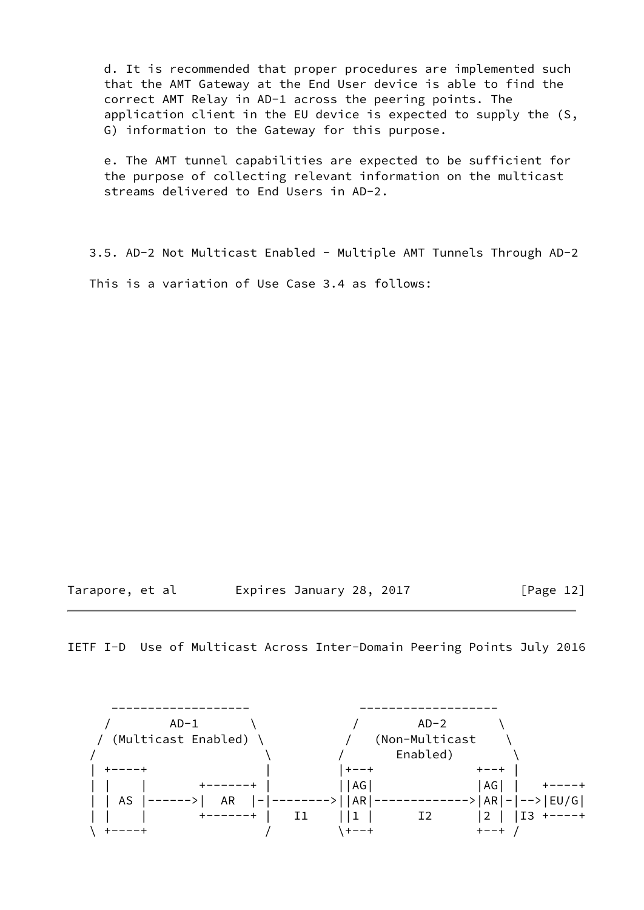d. It is recommended that proper procedures are implemented such that the AMT Gateway at the End User device is able to find the correct AMT Relay in AD-1 across the peering points. The application client in the EU device is expected to supply the (S, G) information to the Gateway for this purpose.

e. The AMT tunnel capabilities are expected to be sufficient for the purpose of collecting relevant information on the multicast streams delivered to End Users in AD-2.

### 3.5. AD-2 Not Multicast Enabled - Multiple AMT Tunnels Through AD-2

This is a variation of Use Case 3.4 as follows:

```
      -------------------           -------------------
     /       AD-1        \         /       AD-2        \
    / (Multicast Enabled) \       /   (Non-Multicast    \
   /                       \     /       Enabled)        \
   | +----+                |     |+--+              +--+ |
   | |    |       +------+ |     ||AG|              |AG| |   +----+
   | | AS |------>|  AR  |-|-------->||AR|------------->|AR|-|-->|EU/G|
   | |    |       +------+ |  I1 ||1 |      I2      |2 | |I3 +----+
   \ +----+                /     \+--+              +--+ /
```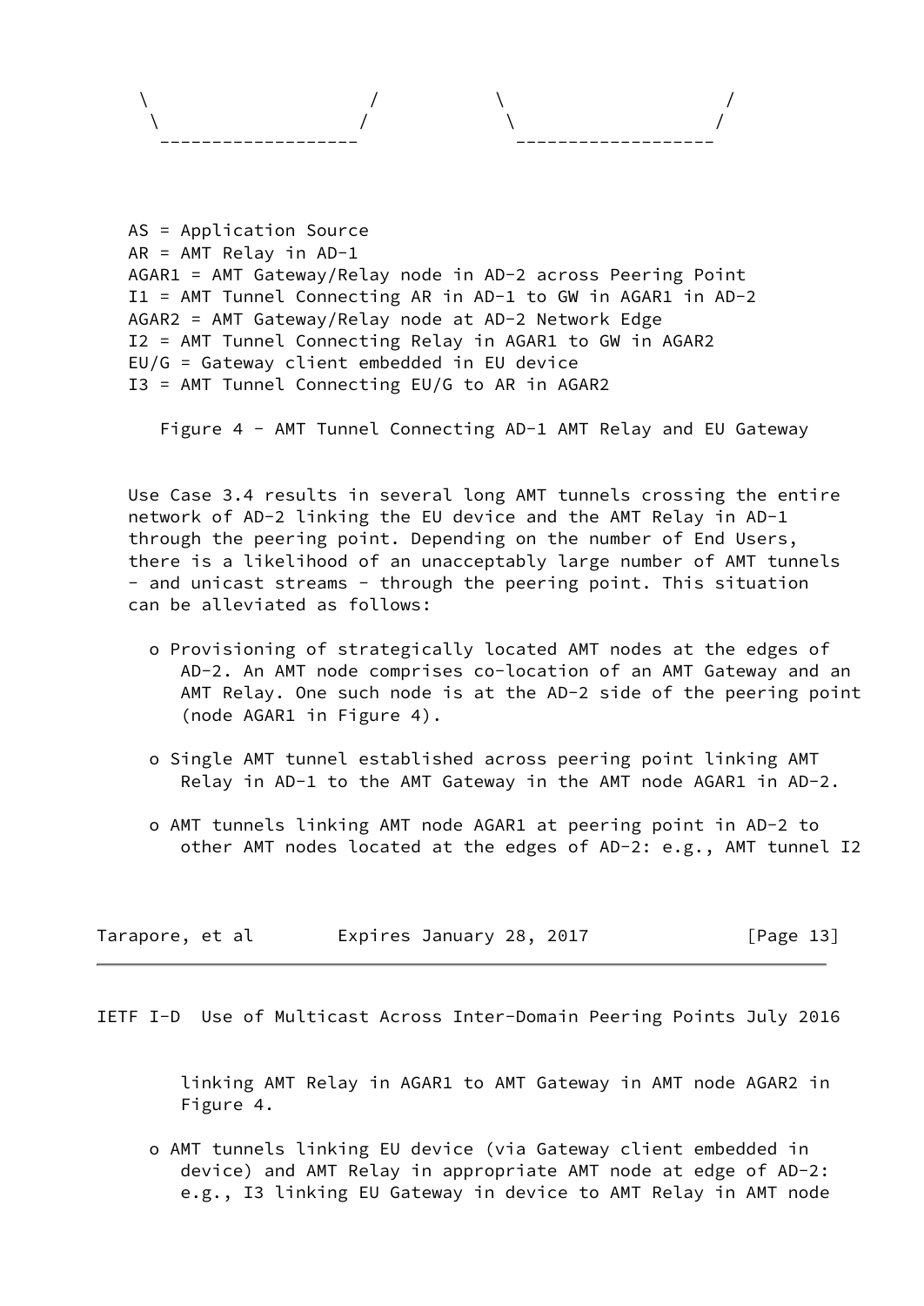```
 \                   /          \                    /
  \                 /            \                  /
   ------------------             ------------------
```

AS = Application Source
AR = AMT Relay in AD-1
AGAR1 = AMT Gateway/Relay node in AD-2 across Peering Point
I1 = AMT Tunnel Connecting AR in AD-1 to GW in AGAR1 in AD-2
AGAR2 = AMT Gateway/Relay node at AD-2 Network Edge
I2 = AMT Tunnel Connecting Relay in AGAR1 to GW in AGAR2
EU/G = Gateway client embedded in EU device
I3 = AMT Tunnel Connecting EU/G to AR in AGAR2

Figure 4 - AMT Tunnel Connecting AD-1 AMT Relay and EU Gateway

Use Case 3.4 results in several long AMT tunnels crossing the entire network of AD-2 linking the EU device and the AMT Relay in AD-1 through the peering point. Depending on the number of End Users, there is a likelihood of an unacceptably large number of AMT tunnels - and unicast streams - through the peering point. This situation can be alleviated as follows:

- Provisioning of strategically located AMT nodes at the edges of AD-2. An AMT node comprises co-location of an AMT Gateway and an AMT Relay. One such node is at the AD-2 side of the peering point (node AGAR1 in Figure 4).

- Single AMT tunnel established across peering point linking AMT Relay in AD-1 to the AMT Gateway in the AMT node AGAR1 in AD-2.

- AMT tunnels linking AMT node AGAR1 at peering point in AD-2 to other AMT nodes located at the edges of AD-2: e.g., AMT tunnel I2 linking AMT Relay in AGAR1 to AMT Gateway in AMT node AGAR2 in Figure 4.

- AMT tunnels linking EU device (via Gateway client embedded in device) and AMT Relay in appropriate AMT node at edge of AD-2: e.g., I3 linking EU Gateway in device to AMT Relay in AMT node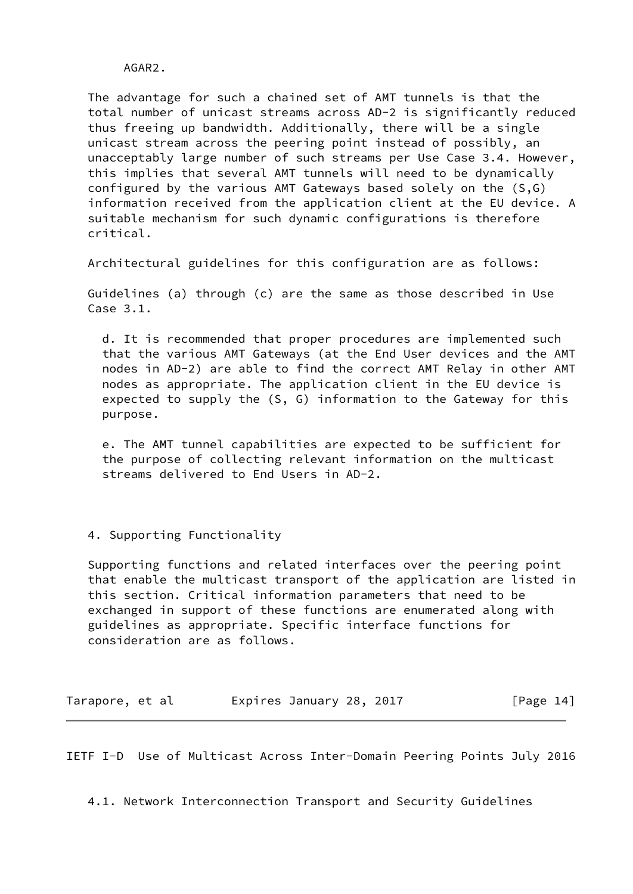AGAR2.

The advantage for such a chained set of AMT tunnels is that the total number of unicast streams across AD-2 is significantly reduced thus freeing up bandwidth. Additionally, there will be a single unicast stream across the peering point instead of possibly, an unacceptably large number of such streams per Use Case 3.4. However, this implies that several AMT tunnels will need to be dynamically configured by the various AMT Gateways based solely on the (S,G) information received from the application client at the EU device. A suitable mechanism for such dynamic configurations is therefore critical.

Architectural guidelines for this configuration are as follows:

Guidelines (a) through (c) are the same as those described in Use Case 3.1.

d. It is recommended that proper procedures are implemented such that the various AMT Gateways (at the End User devices and the AMT nodes in AD-2) are able to find the correct AMT Relay in other AMT nodes as appropriate. The application client in the EU device is expected to supply the (S, G) information to the Gateway for this purpose.

e. The AMT tunnel capabilities are expected to be sufficient for the purpose of collecting relevant information on the multicast streams delivered to End Users in AD-2.

## 4. Supporting Functionality

Supporting functions and related interfaces over the peering point that enable the multicast transport of the application are listed in this section. Critical information parameters that need to be exchanged in support of these functions are enumerated along with guidelines as appropriate. Specific interface functions for consideration are as follows.

### 4.1. Network Interconnection Transport and Security Guidelines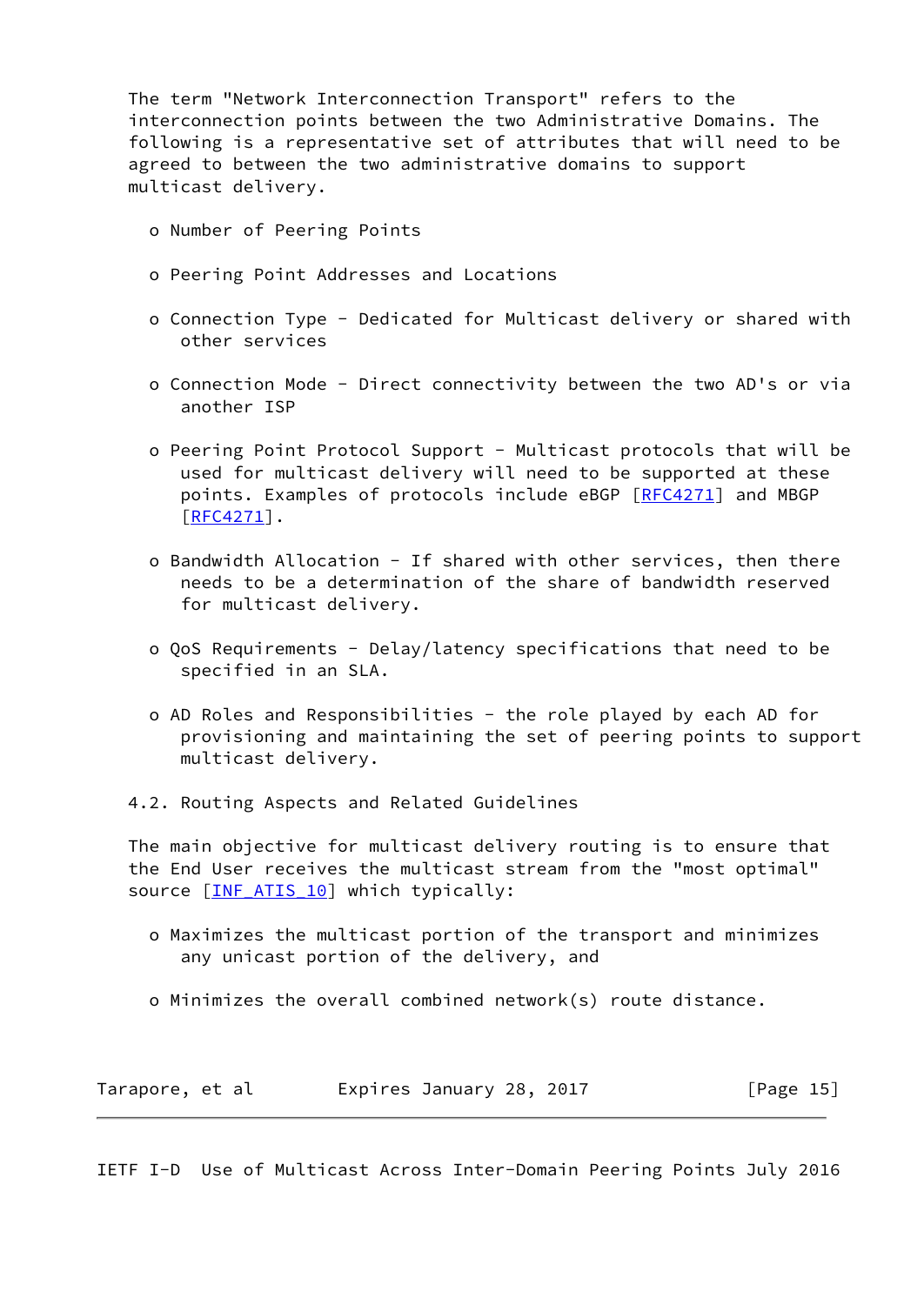The term "Network Interconnection Transport" refers to the interconnection points between the two Administrative Domains. The following is a representative set of attributes that will need to be agreed to between the two administrative domains to support multicast delivery.

- Number of Peering Points
- Peering Point Addresses and Locations
- Connection Type - Dedicated for Multicast delivery or shared with other services
- Connection Mode - Direct connectivity between the two AD's or via another ISP
- Peering Point Protocol Support - Multicast protocols that will be used for multicast delivery will need to be supported at these points. Examples of protocols include eBGP [RFC4271] and MBGP [RFC4271].
- Bandwidth Allocation - If shared with other services, then there needs to be a determination of the share of bandwidth reserved for multicast delivery.
- QoS Requirements - Delay/latency specifications that need to be specified in an SLA.
- AD Roles and Responsibilities - the role played by each AD for provisioning and maintaining the set of peering points to support multicast delivery.

## 4.2. Routing Aspects and Related Guidelines

The main objective for multicast delivery routing is to ensure that the End User receives the multicast stream from the "most optimal" source [INF_ATIS_10] which typically:

- Maximizes the multicast portion of the transport and minimizes any unicast portion of the delivery, and
- Minimizes the overall combined network(s) route distance.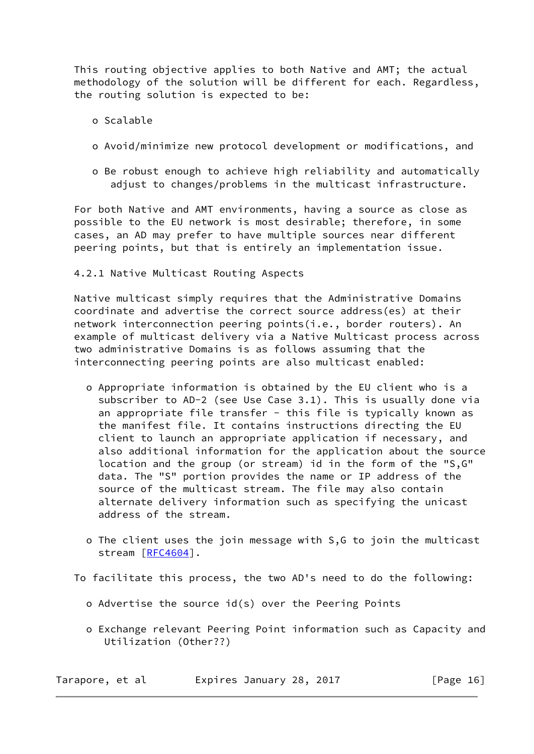This routing objective applies to both Native and AMT; the actual methodology of the solution will be different for each. Regardless, the routing solution is expected to be:

- Scalable
- Avoid/minimize new protocol development or modifications, and
- Be robust enough to achieve high reliability and automatically adjust to changes/problems in the multicast infrastructure.

For both Native and AMT environments, having a source as close as possible to the EU network is most desirable; therefore, in some cases, an AD may prefer to have multiple sources near different peering points, but that is entirely an implementation issue.

### 4.2.1 Native Multicast Routing Aspects

Native multicast simply requires that the Administrative Domains coordinate and advertise the correct source address(es) at their network interconnection peering points(i.e., border routers). An example of multicast delivery via a Native Multicast process across two administrative Domains is as follows assuming that the interconnecting peering points are also multicast enabled:

- Appropriate information is obtained by the EU client who is a subscriber to AD-2 (see Use Case 3.1). This is usually done via an appropriate file transfer - this file is typically known as the manifest file. It contains instructions directing the EU client to launch an appropriate application if necessary, and also additional information for the application about the source location and the group (or stream) id in the form of the "S,G" data. The "S" portion provides the name or IP address of the source of the multicast stream. The file may also contain alternate delivery information such as specifying the unicast address of the stream.
- The client uses the join message with S,G to join the multicast stream [RFC4604].

To facilitate this process, the two AD's need to do the following:

- Advertise the source id(s) over the Peering Points
- Exchange relevant Peering Point information such as Capacity and Utilization (Other??)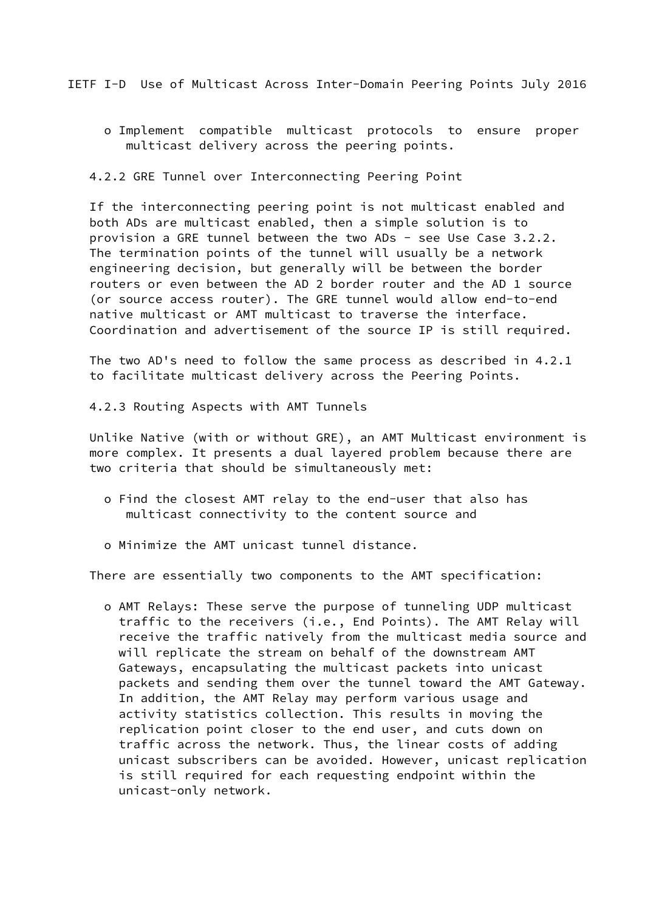- Implement compatible multicast protocols to ensure proper multicast delivery across the peering points.

### 4.2.2 GRE Tunnel over Interconnecting Peering Point

If the interconnecting peering point is not multicast enabled and both ADs are multicast enabled, then a simple solution is to provision a GRE tunnel between the two ADs - see Use Case 3.2.2. The termination points of the tunnel will usually be a network engineering decision, but generally will be between the border routers or even between the AD 2 border router and the AD 1 source (or source access router). The GRE tunnel would allow end-to-end native multicast or AMT multicast to traverse the interface. Coordination and advertisement of the source IP is still required.

The two AD's need to follow the same process as described in 4.2.1 to facilitate multicast delivery across the Peering Points.

### 4.2.3 Routing Aspects with AMT Tunnels

Unlike Native (with or without GRE), an AMT Multicast environment is more complex. It presents a dual layered problem because there are two criteria that should be simultaneously met:

- Find the closest AMT relay to the end-user that also has multicast connectivity to the content source and
- Minimize the AMT unicast tunnel distance.

There are essentially two components to the AMT specification:

- AMT Relays: These serve the purpose of tunneling UDP multicast traffic to the receivers (i.e., End Points). The AMT Relay will receive the traffic natively from the multicast media source and will replicate the stream on behalf of the downstream AMT Gateways, encapsulating the multicast packets into unicast packets and sending them over the tunnel toward the AMT Gateway. In addition, the AMT Relay may perform various usage and activity statistics collection. This results in moving the replication point closer to the end user, and cuts down on traffic across the network. Thus, the linear costs of adding unicast subscribers can be avoided. However, unicast replication is still required for each requesting endpoint within the unicast-only network.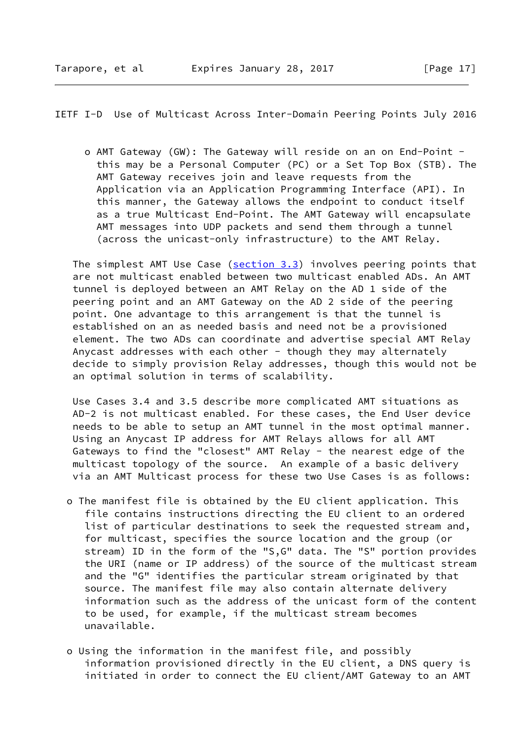- AMT Gateway (GW): The Gateway will reside on an on End-Point - this may be a Personal Computer (PC) or a Set Top Box (STB). The AMT Gateway receives join and leave requests from the Application via an Application Programming Interface (API). In this manner, the Gateway allows the endpoint to conduct itself as a true Multicast End-Point. The AMT Gateway will encapsulate AMT messages into UDP packets and send them through a tunnel (across the unicast-only infrastructure) to the AMT Relay.

The simplest AMT Use Case (section 3.3) involves peering points that are not multicast enabled between two multicast enabled ADs. An AMT tunnel is deployed between an AMT Relay on the AD 1 side of the peering point and an AMT Gateway on the AD 2 side of the peering point. One advantage to this arrangement is that the tunnel is established on an as needed basis and need not be a provisioned element. The two ADs can coordinate and advertise special AMT Relay Anycast addresses with each other - though they may alternately decide to simply provision Relay addresses, though this would not be an optimal solution in terms of scalability.

Use Cases 3.4 and 3.5 describe more complicated AMT situations as AD-2 is not multicast enabled. For these cases, the End User device needs to be able to setup an AMT tunnel in the most optimal manner. Using an Anycast IP address for AMT Relays allows for all AMT Gateways to find the "closest" AMT Relay - the nearest edge of the multicast topology of the source. An example of a basic delivery via an AMT Multicast process for these two Use Cases is as follows:

- The manifest file is obtained by the EU client application. This file contains instructions directing the EU client to an ordered list of particular destinations to seek the requested stream and, for multicast, specifies the source location and the group (or stream) ID in the form of the "S,G" data. The "S" portion provides the URI (name or IP address) of the source of the multicast stream and the "G" identifies the particular stream originated by that source. The manifest file may also contain alternate delivery information such as the address of the unicast form of the content to be used, for example, if the multicast stream becomes unavailable.

- Using the information in the manifest file, and possibly information provisioned directly in the EU client, a DNS query is initiated in order to connect the EU client/AMT Gateway to an AMT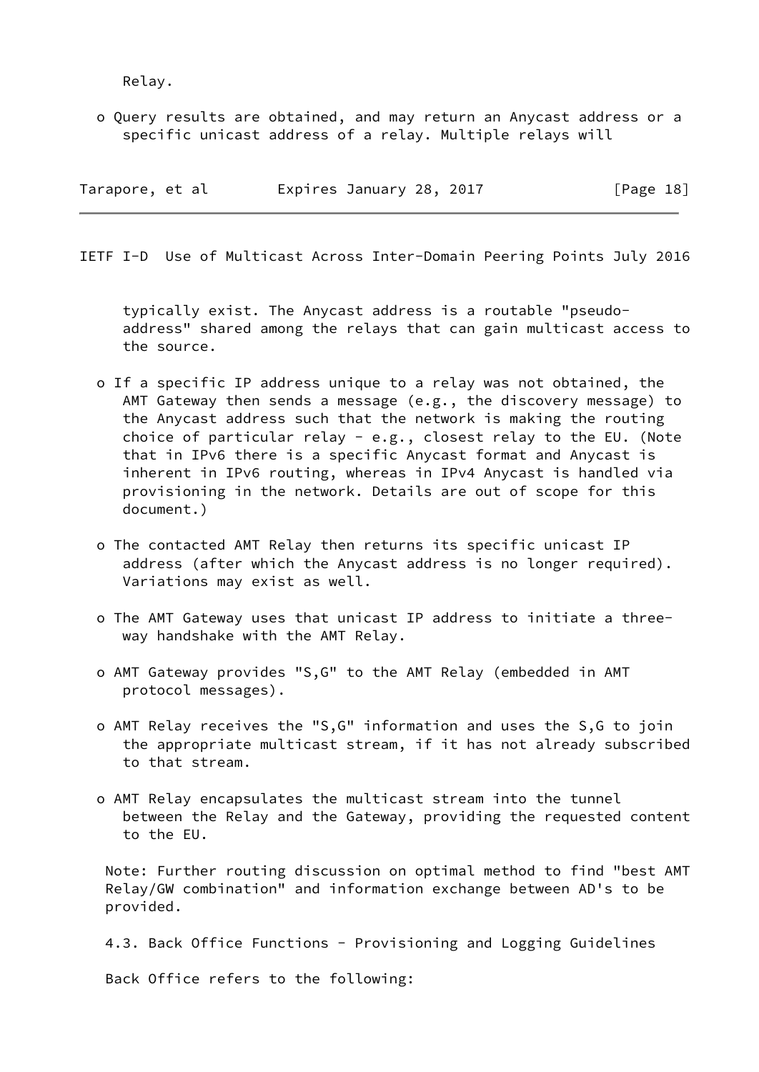Relay.

- Query results are obtained, and may return an Anycast address or a specific unicast address of a relay. Multiple relays will typically exist. The Anycast address is a routable "pseudo-address" shared among the relays that can gain multicast access to the source.

- If a specific IP address unique to a relay was not obtained, the AMT Gateway then sends a message (e.g., the discovery message) to the Anycast address such that the network is making the routing choice of particular relay - e.g., closest relay to the EU. (Note that in IPv6 there is a specific Anycast format and Anycast is inherent in IPv6 routing, whereas in IPv4 Anycast is handled via provisioning in the network. Details are out of scope for this document.)

- The contacted AMT Relay then returns its specific unicast IP address (after which the Anycast address is no longer required). Variations may exist as well.

- The AMT Gateway uses that unicast IP address to initiate a three-way handshake with the AMT Relay.

- AMT Gateway provides "S,G" to the AMT Relay (embedded in AMT protocol messages).

- AMT Relay receives the "S,G" information and uses the S,G to join the appropriate multicast stream, if it has not already subscribed to that stream.

- AMT Relay encapsulates the multicast stream into the tunnel between the Relay and the Gateway, providing the requested content to the EU.

Note: Further routing discussion on optimal method to find "best AMT Relay/GW combination" and information exchange between AD's to be provided.

### 4.3. Back Office Functions - Provisioning and Logging Guidelines

Back Office refers to the following: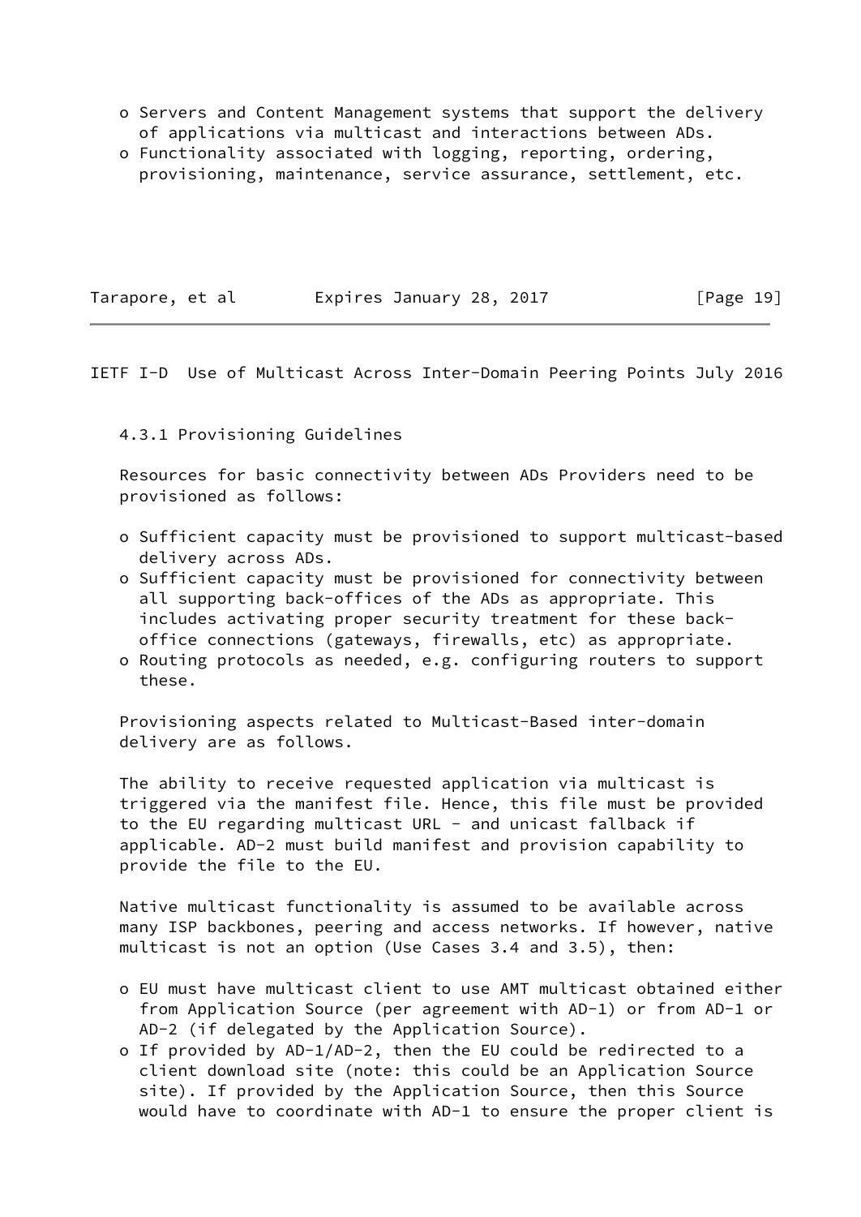- Servers and Content Management systems that support the delivery of applications via multicast and interactions between ADs.
- Functionality associated with logging, reporting, ordering, provisioning, maintenance, service assurance, settlement, etc.

### 4.3.1 Provisioning Guidelines

Resources for basic connectivity between ADs Providers need to be provisioned as follows:

- Sufficient capacity must be provisioned to support multicast-based delivery across ADs.
- Sufficient capacity must be provisioned for connectivity between all supporting back-offices of the ADs as appropriate. This includes activating proper security treatment for these back-office connections (gateways, firewalls, etc) as appropriate.
- Routing protocols as needed, e.g. configuring routers to support these.

Provisioning aspects related to Multicast-Based inter-domain delivery are as follows.

The ability to receive requested application via multicast is triggered via the manifest file. Hence, this file must be provided to the EU regarding multicast URL - and unicast fallback if applicable. AD-2 must build manifest and provision capability to provide the file to the EU.

Native multicast functionality is assumed to be available across many ISP backbones, peering and access networks. If however, native multicast is not an option (Use Cases 3.4 and 3.5), then:

- EU must have multicast client to use AMT multicast obtained either from Application Source (per agreement with AD-1) or from AD-1 or AD-2 (if delegated by the Application Source).
- If provided by AD-1/AD-2, then the EU could be redirected to a client download site (note: this could be an Application Source site). If provided by the Application Source, then this Source would have to coordinate with AD-1 to ensure the proper client is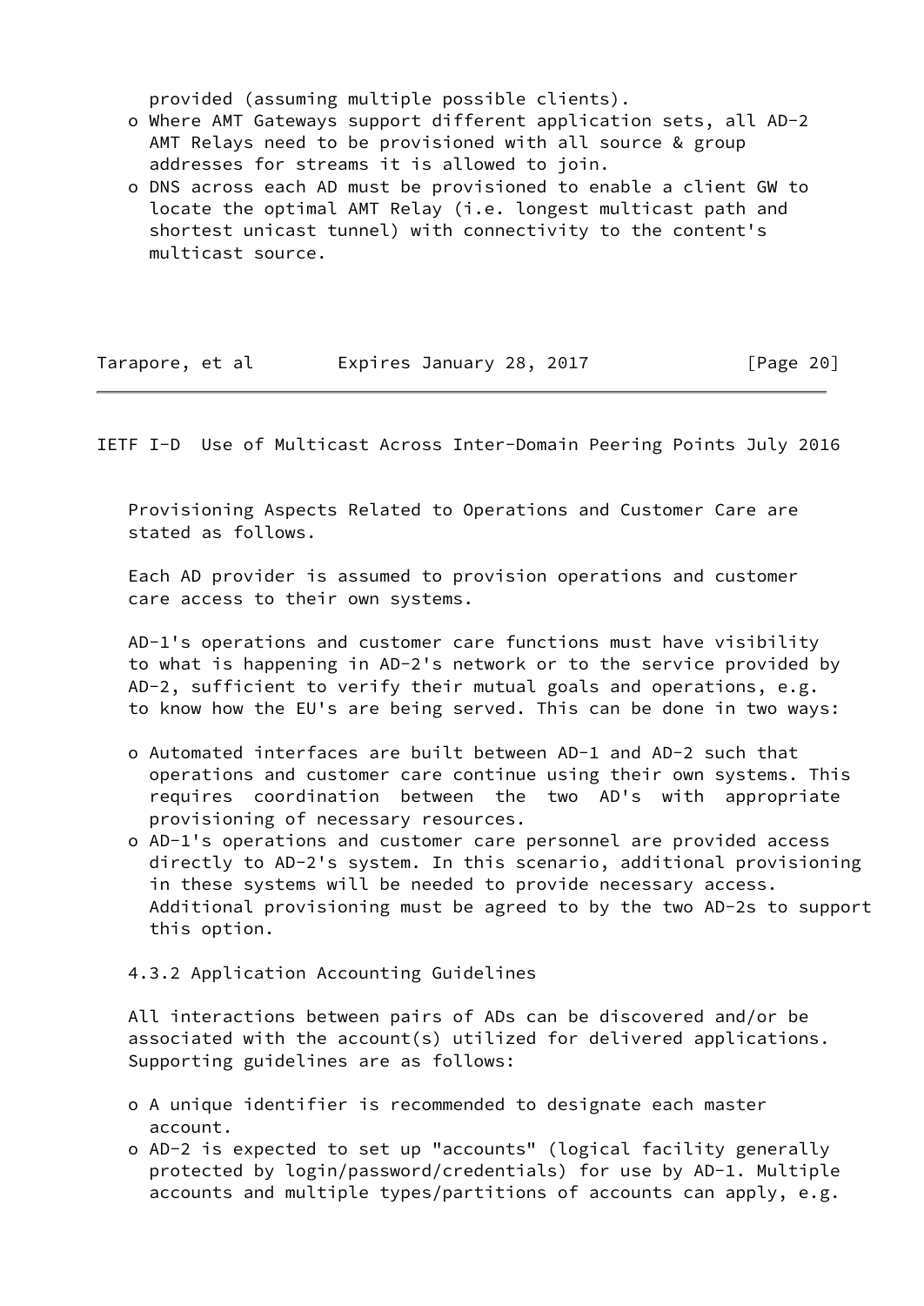provided (assuming multiple possible clients).

- Where AMT Gateways support different application sets, all AD-2 AMT Relays need to be provisioned with all source & group addresses for streams it is allowed to join.
- DNS across each AD must be provisioned to enable a client GW to locate the optimal AMT Relay (i.e. longest multicast path and shortest unicast tunnel) with connectivity to the content's multicast source.

Provisioning Aspects Related to Operations and Customer Care are stated as follows.

Each AD provider is assumed to provision operations and customer care access to their own systems.

AD-1's operations and customer care functions must have visibility to what is happening in AD-2's network or to the service provided by AD-2, sufficient to verify their mutual goals and operations, e.g. to know how the EU's are being served. This can be done in two ways:

- Automated interfaces are built between AD-1 and AD-2 such that operations and customer care continue using their own systems. This requires coordination between the two AD's with appropriate provisioning of necessary resources.
- AD-1's operations and customer care personnel are provided access directly to AD-2's system. In this scenario, additional provisioning in these systems will be needed to provide necessary access. Additional provisioning must be agreed to by the two AD-2s to support this option.

### 4.3.2 Application Accounting Guidelines

All interactions between pairs of ADs can be discovered and/or be associated with the account(s) utilized for delivered applications. Supporting guidelines are as follows:

- A unique identifier is recommended to designate each master account.
- AD-2 is expected to set up "accounts" (logical facility generally protected by login/password/credentials) for use by AD-1. Multiple accounts and multiple types/partitions of accounts can apply, e.g.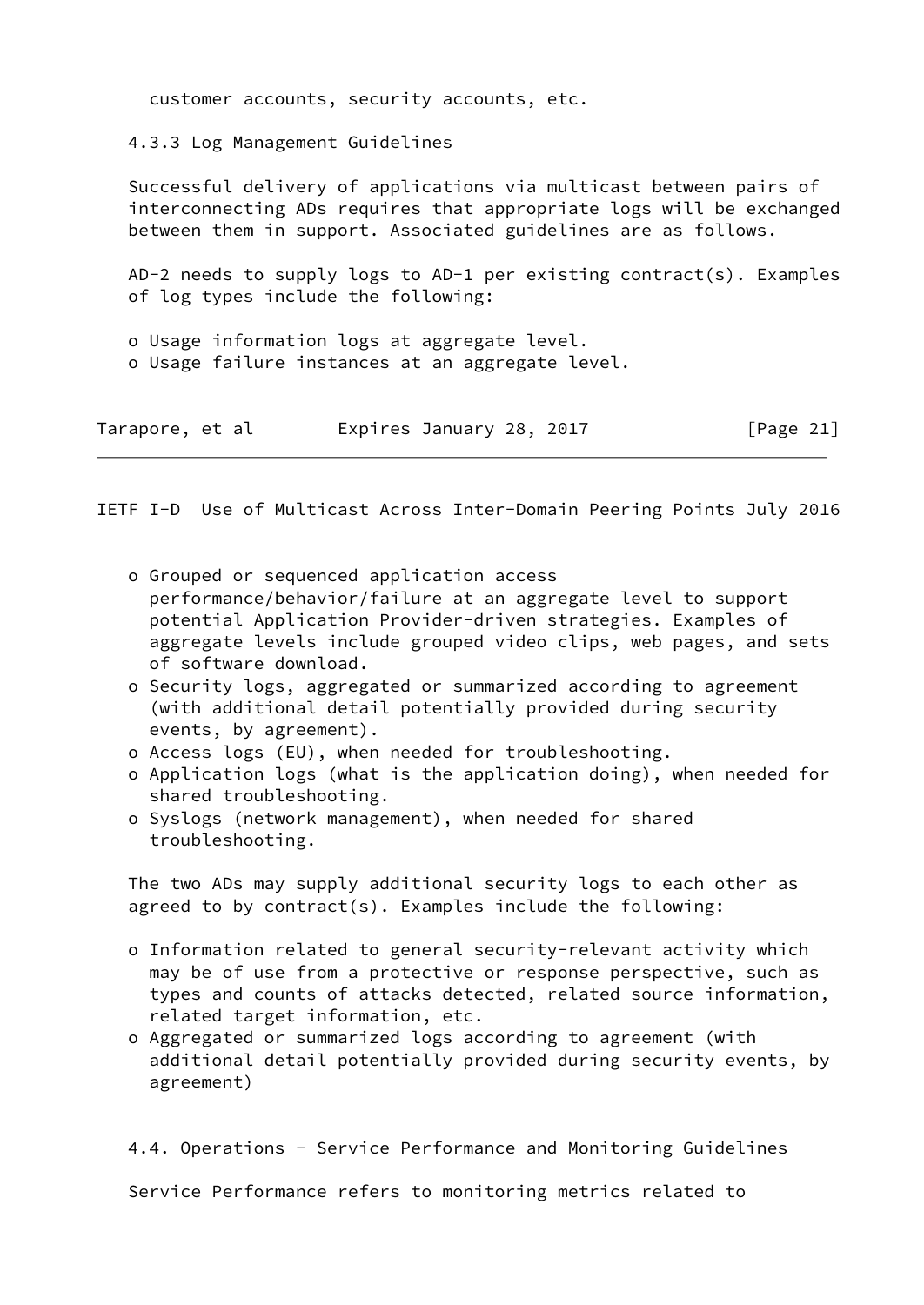customer accounts, security accounts, etc.

### 4.3.3 Log Management Guidelines

Successful delivery of applications via multicast between pairs of interconnecting ADs requires that appropriate logs will be exchanged between them in support. Associated guidelines are as follows.

AD-2 needs to supply logs to AD-1 per existing contract(s). Examples of log types include the following:

- Usage information logs at aggregate level.
- Usage failure instances at an aggregate level.
- Grouped or sequenced application access performance/behavior/failure at an aggregate level to support potential Application Provider-driven strategies. Examples of aggregate levels include grouped video clips, web pages, and sets of software download.
- Security logs, aggregated or summarized according to agreement (with additional detail potentially provided during security events, by agreement).
- Access logs (EU), when needed for troubleshooting.
- Application logs (what is the application doing), when needed for shared troubleshooting.
- Syslogs (network management), when needed for shared troubleshooting.

The two ADs may supply additional security logs to each other as agreed to by contract(s). Examples include the following:

- Information related to general security-relevant activity which may be of use from a protective or response perspective, such as types and counts of attacks detected, related source information, related target information, etc.
- Aggregated or summarized logs according to agreement (with additional detail potentially provided during security events, by agreement)

## 4.4. Operations - Service Performance and Monitoring Guidelines

Service Performance refers to monitoring metrics related to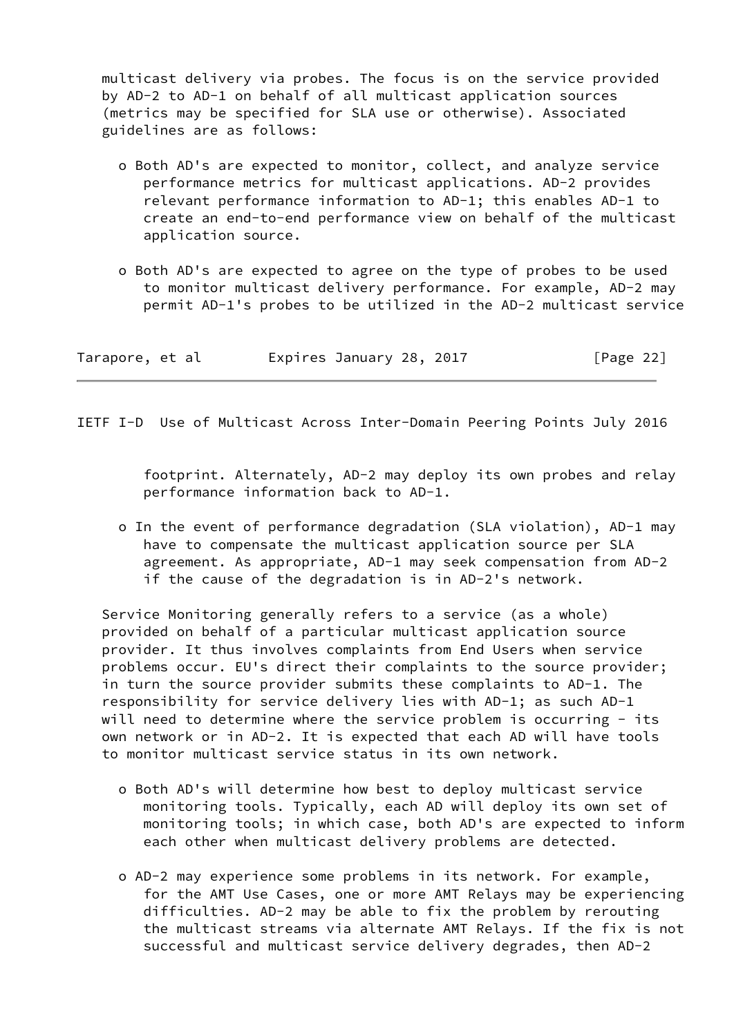multicast delivery via probes. The focus is on the service provided by AD-2 to AD-1 on behalf of all multicast application sources (metrics may be specified for SLA use or otherwise). Associated guidelines are as follows:

- Both AD's are expected to monitor, collect, and analyze service performance metrics for multicast applications. AD-2 provides relevant performance information to AD-1; this enables AD-1 to create an end-to-end performance view on behalf of the multicast application source.

- Both AD's are expected to agree on the type of probes to be used to monitor multicast delivery performance. For example, AD-2 may permit AD-1's probes to be utilized in the AD-2 multicast service footprint. Alternately, AD-2 may deploy its own probes and relay performance information back to AD-1.

- In the event of performance degradation (SLA violation), AD-1 may have to compensate the multicast application source per SLA agreement. As appropriate, AD-1 may seek compensation from AD-2 if the cause of the degradation is in AD-2's network.

Service Monitoring generally refers to a service (as a whole) provided on behalf of a particular multicast application source provider. It thus involves complaints from End Users when service problems occur. EU's direct their complaints to the source provider; in turn the source provider submits these complaints to AD-1. The responsibility for service delivery lies with AD-1; as such AD-1 will need to determine where the service problem is occurring - its own network or in AD-2. It is expected that each AD will have tools to monitor multicast service status in its own network.

- Both AD's will determine how best to deploy multicast service monitoring tools. Typically, each AD will deploy its own set of monitoring tools; in which case, both AD's are expected to inform each other when multicast delivery problems are detected.

- AD-2 may experience some problems in its network. For example, for the AMT Use Cases, one or more AMT Relays may be experiencing difficulties. AD-2 may be able to fix the problem by rerouting the multicast streams via alternate AMT Relays. If the fix is not successful and multicast service delivery degrades, then AD-2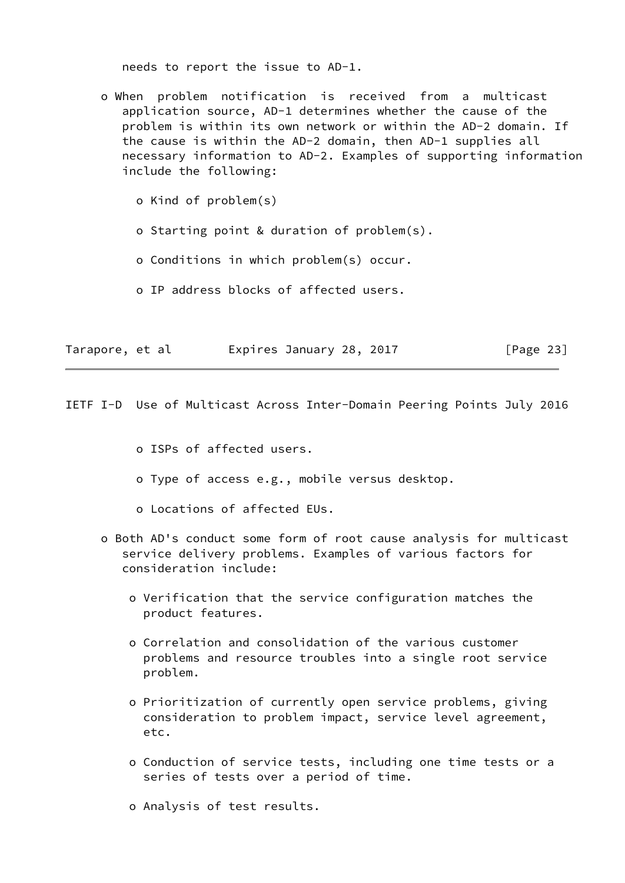needs to report the issue to AD-1.

- When problem notification is received from a multicast application source, AD-1 determines whether the cause of the problem is within its own network or within the AD-2 domain. If the cause is within the AD-2 domain, then AD-1 supplies all necessary information to AD-2. Examples of supporting information include the following:

  - Kind of problem(s)
  - Starting point & duration of problem(s).
  - Conditions in which problem(s) occur.
  - IP address blocks of affected users.
  - ISPs of affected users.
  - Type of access e.g., mobile versus desktop.
  - Locations of affected EUs.

- Both AD's conduct some form of root cause analysis for multicast service delivery problems. Examples of various factors for consideration include:

  - Verification that the service configuration matches the product features.
  - Correlation and consolidation of the various customer problems and resource troubles into a single root service problem.
  - Prioritization of currently open service problems, giving consideration to problem impact, service level agreement, etc.
  - Conduction of service tests, including one time tests or a series of tests over a period of time.
  - Analysis of test results.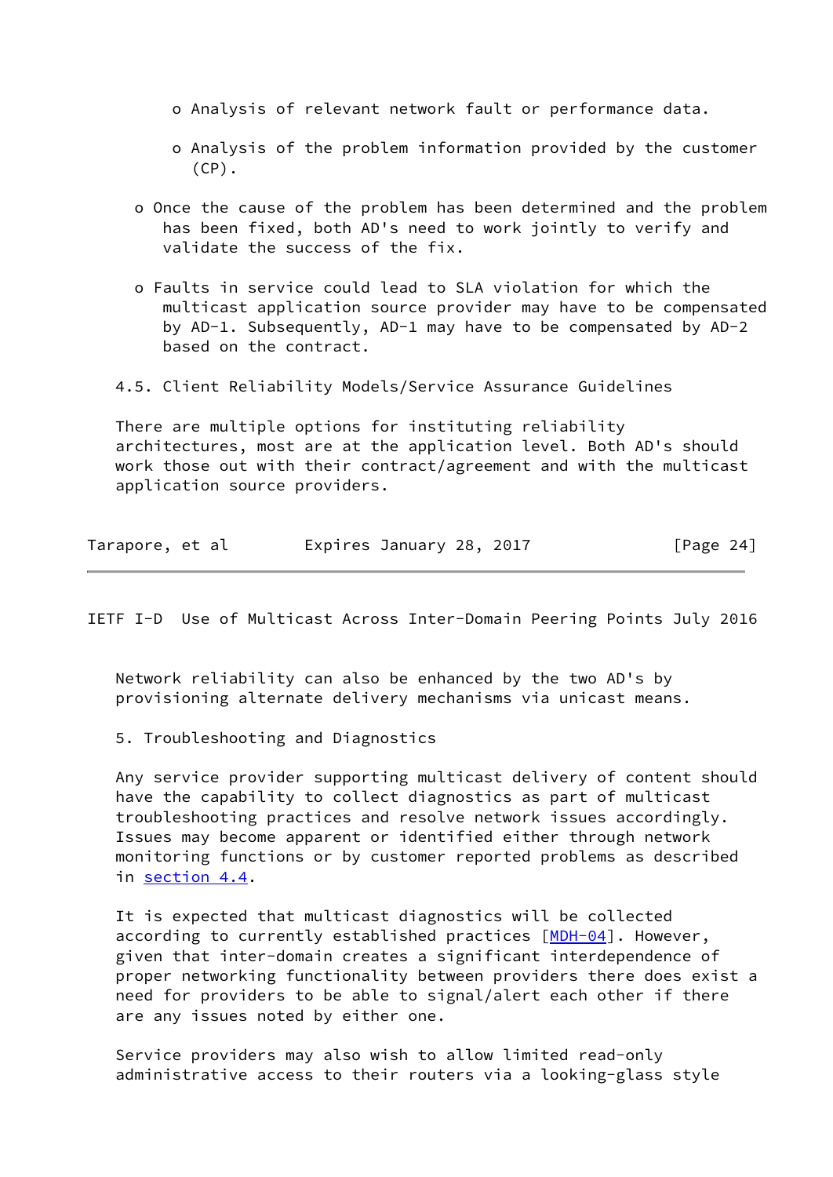- Analysis of relevant network fault or performance data.

   - Analysis of the problem information provided by the customer (CP).

- Once the cause of the problem has been determined and the problem has been fixed, both AD's need to work jointly to verify and validate the success of the fix.

- Faults in service could lead to SLA violation for which the multicast application source provider may have to be compensated by AD-1. Subsequently, AD-1 may have to be compensated by AD-2 based on the contract.

### 4.5. Client Reliability Models/Service Assurance Guidelines

There are multiple options for instituting reliability architectures, most are at the application level. Both AD's should work those out with their contract/agreement and with the multicast application source providers.

Network reliability can also be enhanced by the two AD's by provisioning alternate delivery mechanisms via unicast means.

## 5. Troubleshooting and Diagnostics

Any service provider supporting multicast delivery of content should have the capability to collect diagnostics as part of multicast troubleshooting practices and resolve network issues accordingly. Issues may become apparent or identified either through network monitoring functions or by customer reported problems as described in section 4.4.

It is expected that multicast diagnostics will be collected according to currently established practices [MDH-04]. However, given that inter-domain creates a significant interdependence of proper networking functionality between providers there does exist a need for providers to be able to signal/alert each other if there are any issues noted by either one.

Service providers may also wish to allow limited read-only administrative access to their routers via a looking-glass style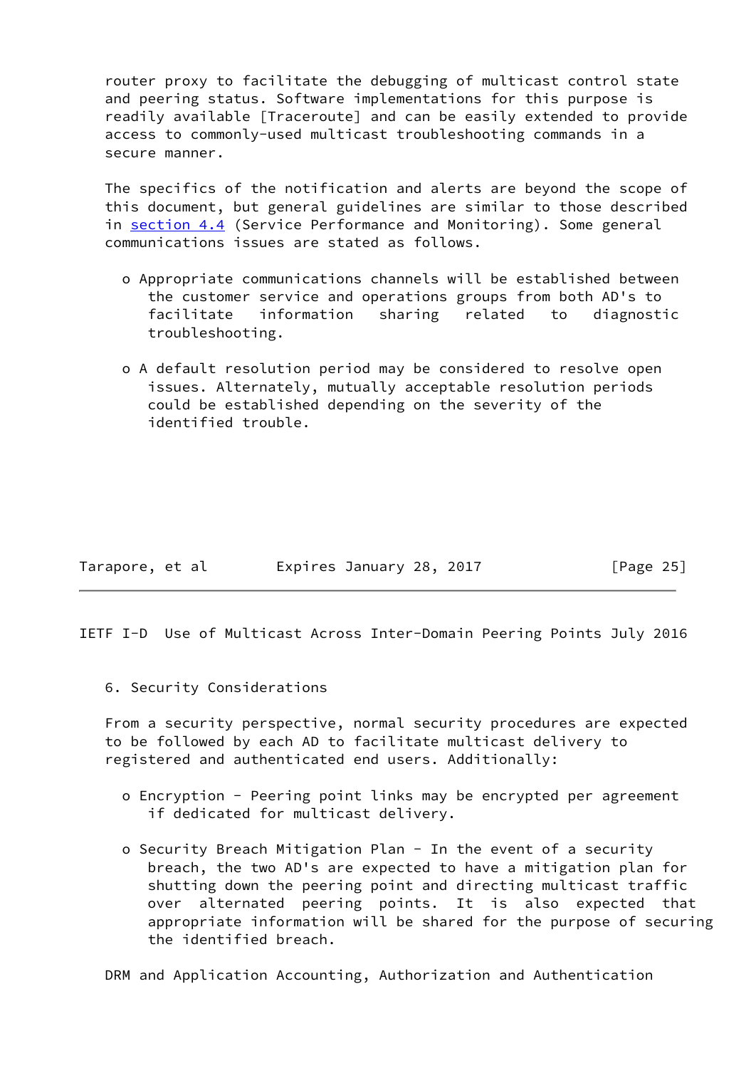router proxy to facilitate the debugging of multicast control state and peering status. Software implementations for this purpose is readily available [Traceroute] and can be easily extended to provide access to commonly-used multicast troubleshooting commands in a secure manner.

The specifics of the notification and alerts are beyond the scope of this document, but general guidelines are similar to those described in section 4.4 (Service Performance and Monitoring). Some general communications issues are stated as follows.

- o Appropriate communications channels will be established between the customer service and operations groups from both AD's to facilitate information sharing related to diagnostic troubleshooting.

- o A default resolution period may be considered to resolve open issues. Alternately, mutually acceptable resolution periods could be established depending on the severity of the identified trouble.

## 6. Security Considerations

From a security perspective, normal security procedures are expected to be followed by each AD to facilitate multicast delivery to registered and authenticated end users. Additionally:

- o Encryption - Peering point links may be encrypted per agreement if dedicated for multicast delivery.

- o Security Breach Mitigation Plan - In the event of a security breach, the two AD's are expected to have a mitigation plan for shutting down the peering point and directing multicast traffic over alternated peering points. It is also expected that appropriate information will be shared for the purpose of securing the identified breach.

DRM and Application Accounting, Authorization and Authentication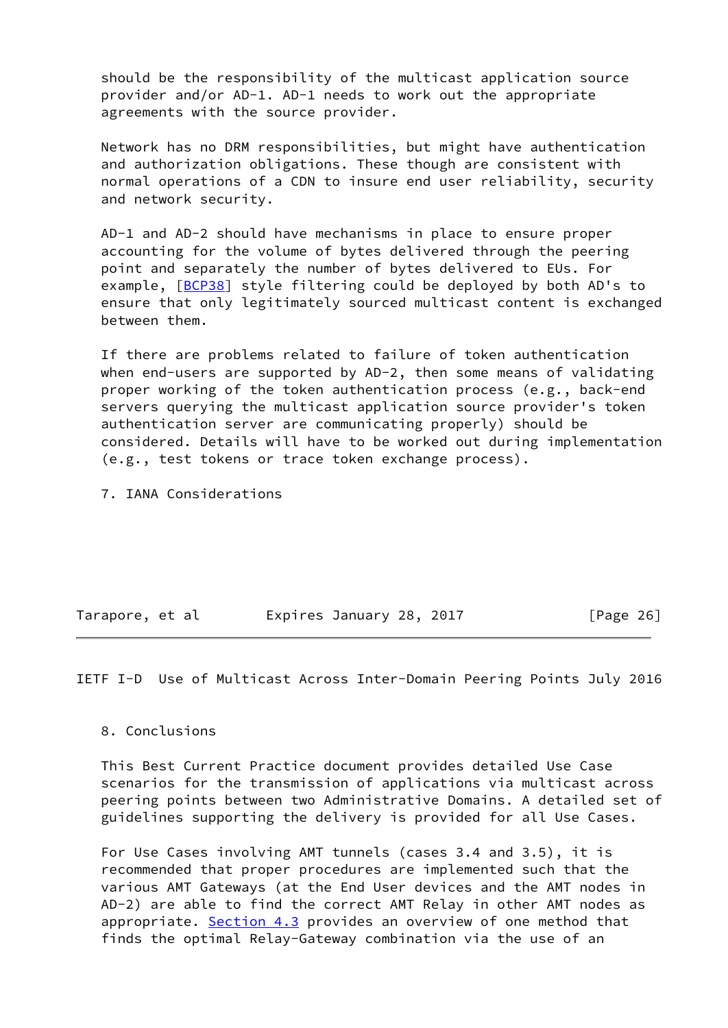should be the responsibility of the multicast application source provider and/or AD-1. AD-1 needs to work out the appropriate agreements with the source provider.

Network has no DRM responsibilities, but might have authentication and authorization obligations. These though are consistent with normal operations of a CDN to insure end user reliability, security and network security.

AD-1 and AD-2 should have mechanisms in place to ensure proper accounting for the volume of bytes delivered through the peering point and separately the number of bytes delivered to EUs. For example, [BCP38] style filtering could be deployed by both AD's to ensure that only legitimately sourced multicast content is exchanged between them.

If there are problems related to failure of token authentication when end-users are supported by AD-2, then some means of validating proper working of the token authentication process (e.g., back-end servers querying the multicast application source provider's token authentication server are communicating properly) should be considered. Details will have to be worked out during implementation (e.g., test tokens or trace token exchange process).

## 7. IANA Considerations

## 8. Conclusions

This Best Current Practice document provides detailed Use Case scenarios for the transmission of applications via multicast across peering points between two Administrative Domains. A detailed set of guidelines supporting the delivery is provided for all Use Cases.

For Use Cases involving AMT tunnels (cases 3.4 and 3.5), it is recommended that proper procedures are implemented such that the various AMT Gateways (at the End User devices and the AMT nodes in AD-2) are able to find the correct AMT Relay in other AMT nodes as appropriate. Section 4.3 provides an overview of one method that finds the optimal Relay-Gateway combination via the use of an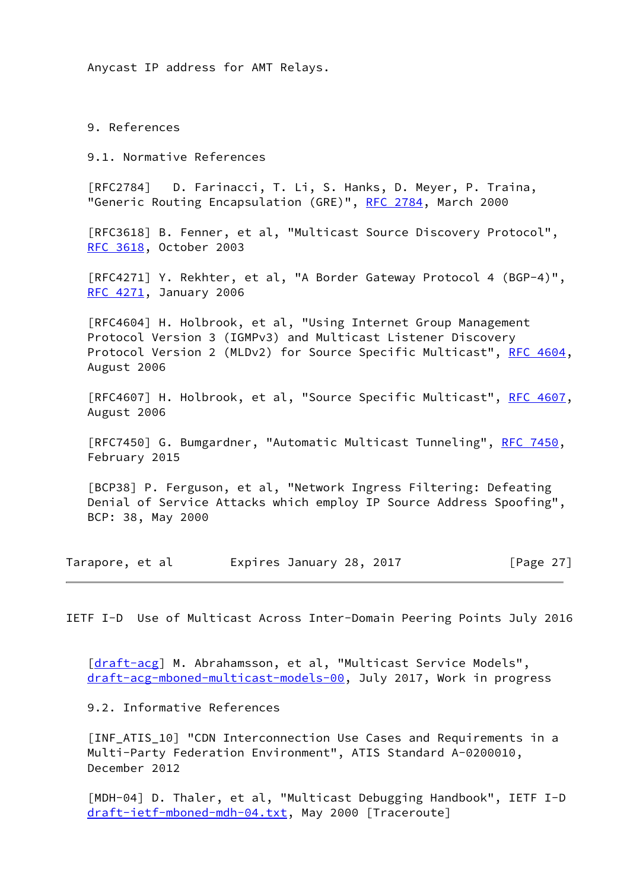Anycast IP address for AMT Relays.

## 9. References

### 9.1. Normative References

[RFC2784] D. Farinacci, T. Li, S. Hanks, D. Meyer, P. Traina, "Generic Routing Encapsulation (GRE)", RFC 2784, March 2000

[RFC3618] B. Fenner, et al, "Multicast Source Discovery Protocol", RFC 3618, October 2003

[RFC4271] Y. Rekhter, et al, "A Border Gateway Protocol 4 (BGP-4)", RFC 4271, January 2006

[RFC4604] H. Holbrook, et al, "Using Internet Group Management Protocol Version 3 (IGMPv3) and Multicast Listener Discovery Protocol Version 2 (MLDv2) for Source Specific Multicast", RFC 4604, August 2006

[RFC4607] H. Holbrook, et al, "Source Specific Multicast", RFC 4607, August 2006

[RFC7450] G. Bumgardner, "Automatic Multicast Tunneling", RFC 7450, February 2015

[BCP38] P. Ferguson, et al, "Network Ingress Filtering: Defeating Denial of Service Attacks which employ IP Source Address Spoofing", BCP: 38, May 2000

[draft-acg] M. Abrahamsson, et al, "Multicast Service Models", draft-acg-mboned-multicast-models-00, July 2017, Work in progress

### 9.2. Informative References

[INF_ATIS_10] "CDN Interconnection Use Cases and Requirements in a Multi-Party Federation Environment", ATIS Standard A-0200010, December 2012

[MDH-04] D. Thaler, et al, "Multicast Debugging Handbook", IETF I-D draft-ietf-mboned-mdh-04.txt, May 2000 [Traceroute]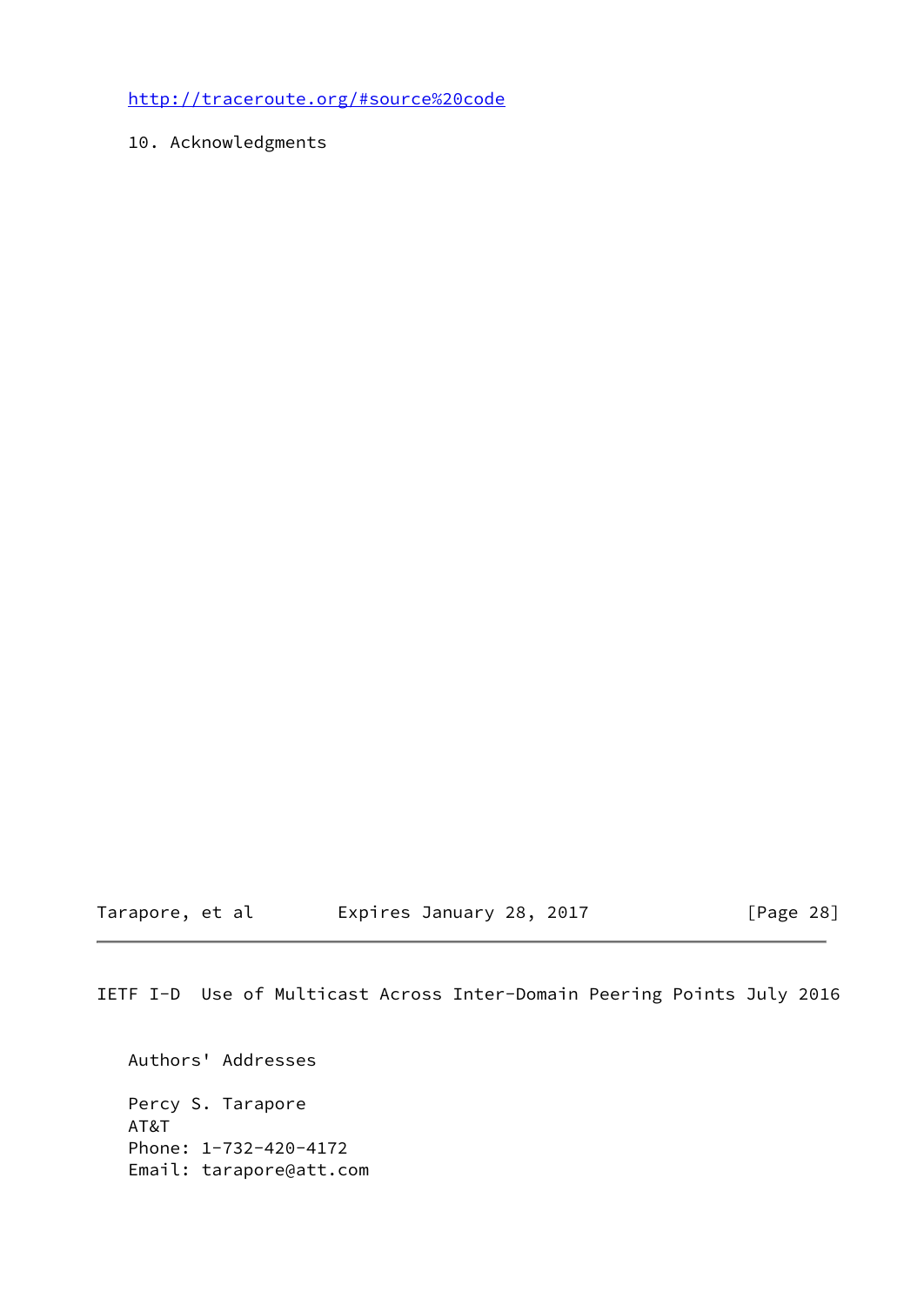http://traceroute.org/#source%20code

## 10. Acknowledgments

## Authors' Addresses

Percy S. Tarapore
AT&T
Phone: 1-732-420-4172
Email: tarapore@att.com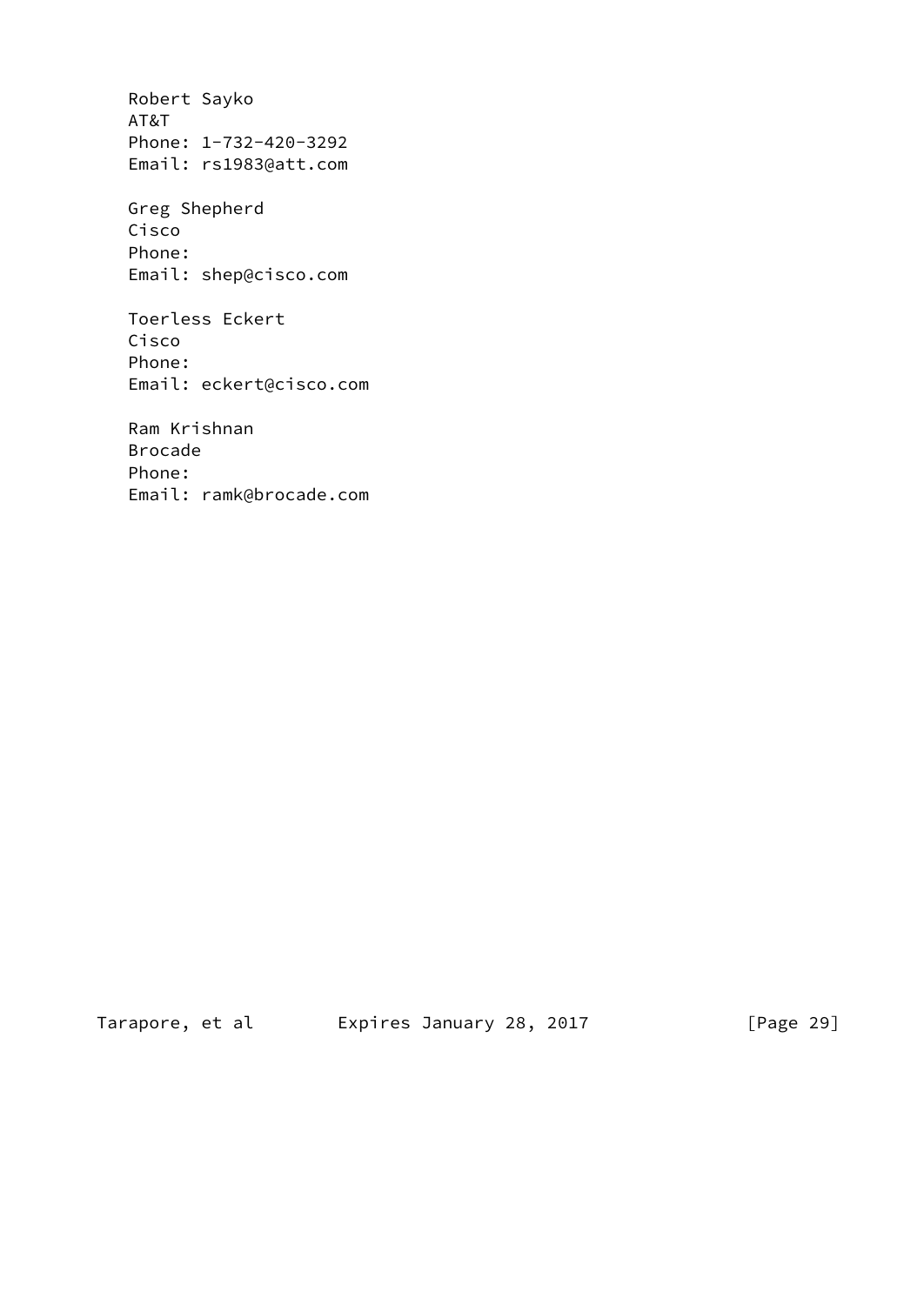Robert Sayko
AT&T
Phone: 1-732-420-3292
Email: rs1983@att.com

Greg Shepherd
Cisco
Phone:
Email: shep@cisco.com

Toerless Eckert
Cisco
Phone:
Email: eckert@cisco.com

Ram Krishnan
Brocade
Phone:
Email: ramk@brocade.com